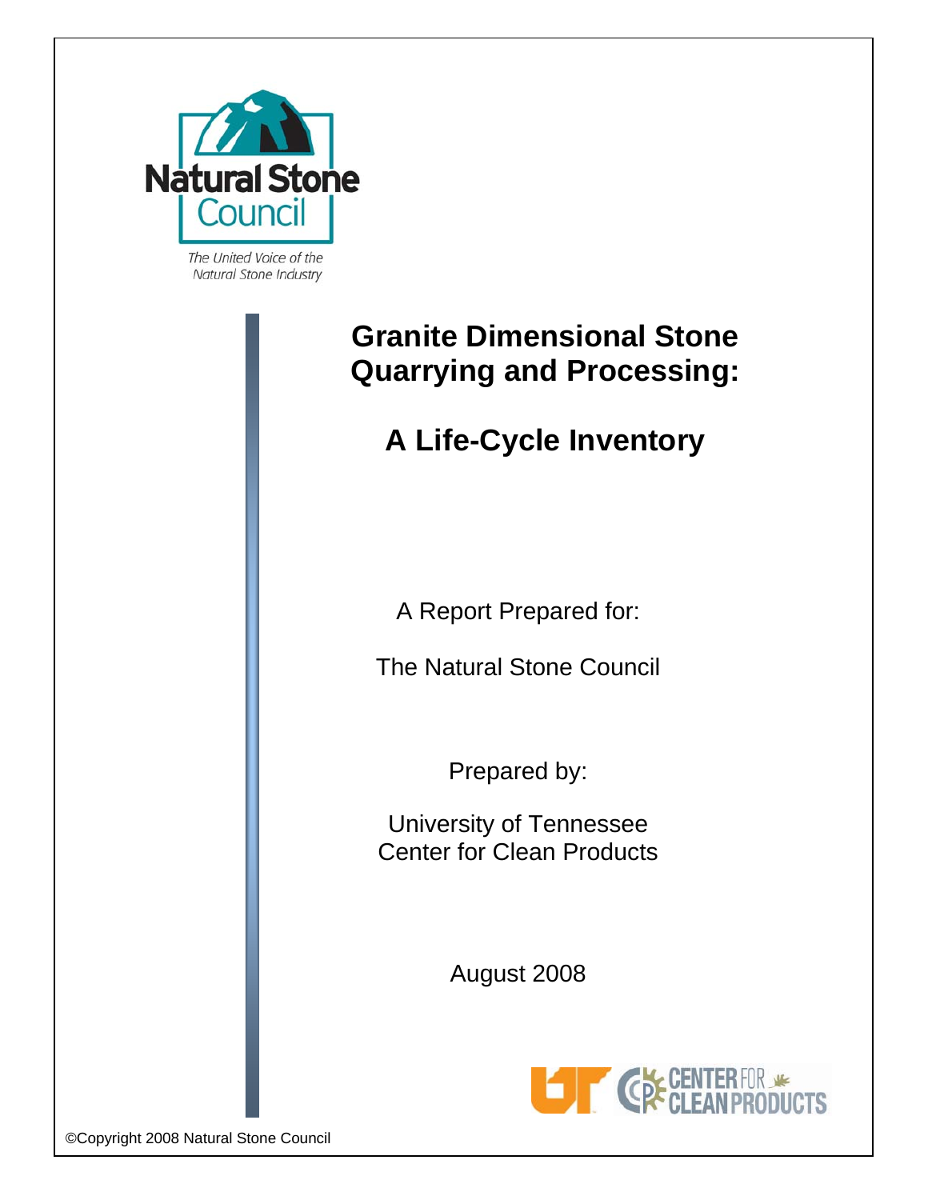Natural Stone Council

*The United Voice of the Natural Stone Industry*

# Granite Dimensional Stone Quarrying and Processing:

# A Life-Cycle Inventory

A Report Prepared for:

The Natural Stone Council

Prepared by:

University of Tennessee
Center for Clean Products

August 2008

©Copyright 2008 Natural Stone Council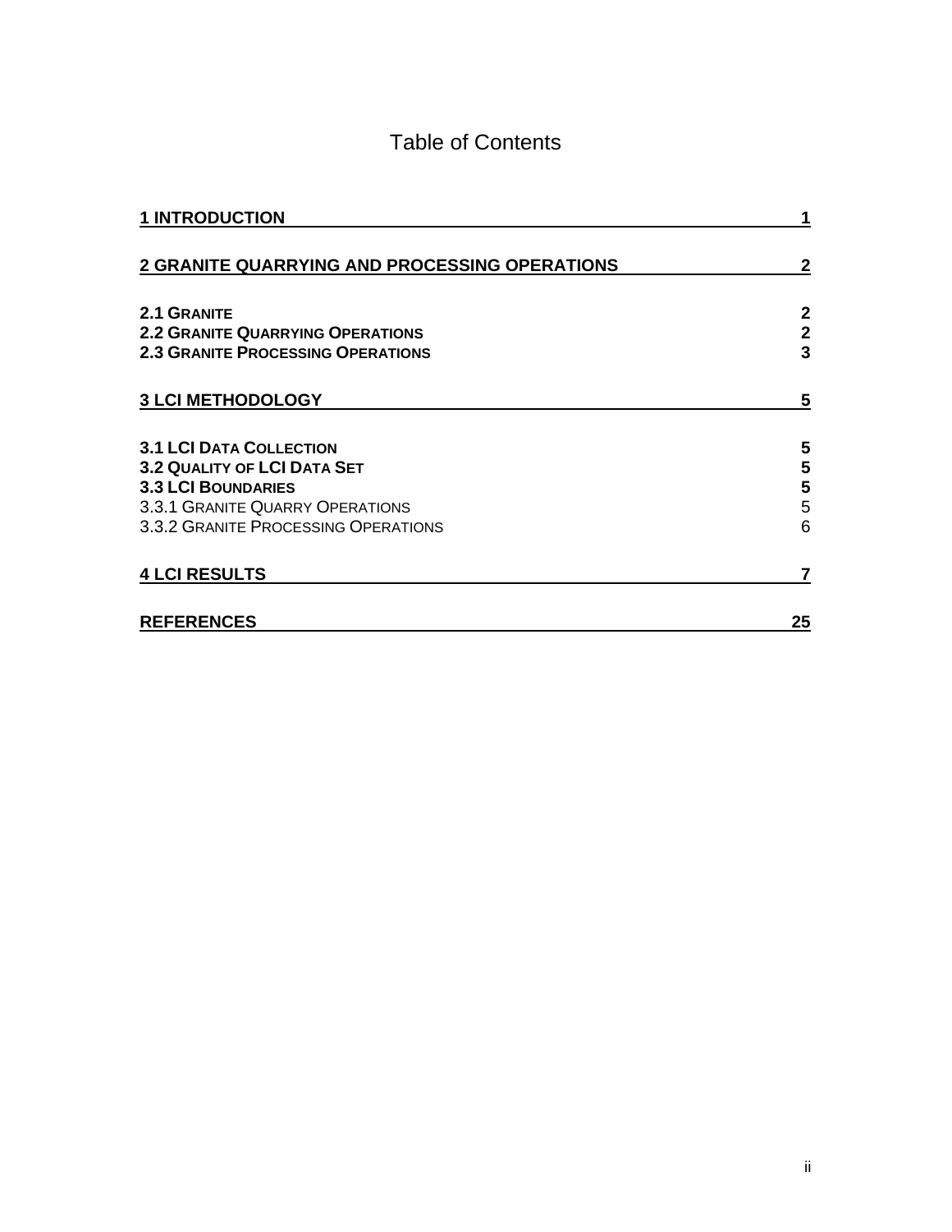# Table of Contents

| | |
|---|---|
| **1 INTRODUCTION** | **1** |
| **2 GRANITE QUARRYING AND PROCESSING OPERATIONS** | **2** |
| **2.1 GRANITE** | **2** |
| **2.2 GRANITE QUARRYING OPERATIONS** | **2** |
| **2.3 GRANITE PROCESSING OPERATIONS** | **3** |
| **3 LCI METHODOLOGY** | **5** |
| **3.1 LCI DATA COLLECTION** | **5** |
| **3.2 QUALITY OF LCI DATA SET** | **5** |
| **3.3 LCI BOUNDARIES** | **5** |
| 3.3.1 GRANITE QUARRY OPERATIONS | 5 |
| 3.3.2 GRANITE PROCESSING OPERATIONS | 6 |
| **4 LCI RESULTS** | **7** |
| **REFERENCES** | **25** |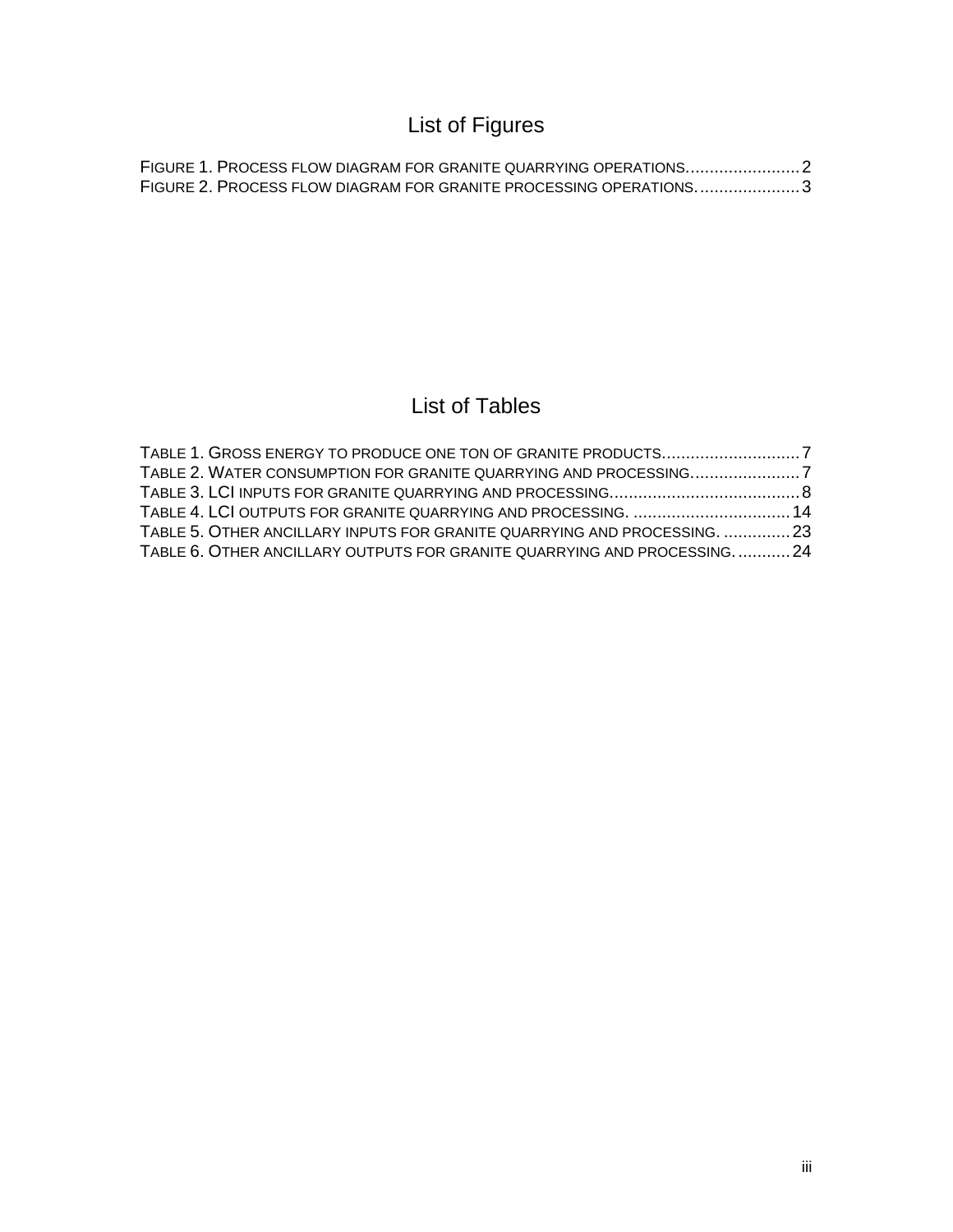# List of Figures

FIGURE 1. PROCESS FLOW DIAGRAM FOR GRANITE QUARRYING OPERATIONS........................2
FIGURE 2. PROCESS FLOW DIAGRAM FOR GRANITE PROCESSING OPERATIONS......................3

# List of Tables

TABLE 1. GROSS ENERGY TO PRODUCE ONE TON OF GRANITE PRODUCTS.............................7
TABLE 2. WATER CONSUMPTION FOR GRANITE QUARRYING AND PROCESSING.......................7
TABLE 3. LCI INPUTS FOR GRANITE QUARRYING AND PROCESSING........................................8
TABLE 4. LCI OUTPUTS FOR GRANITE QUARRYING AND PROCESSING. ..................................14
TABLE 5. OTHER ANCILLARY INPUTS FOR GRANITE QUARRYING AND PROCESSING. ..............23
TABLE 6. OTHER ANCILLARY OUTPUTS FOR GRANITE QUARRYING AND PROCESSING. ...........24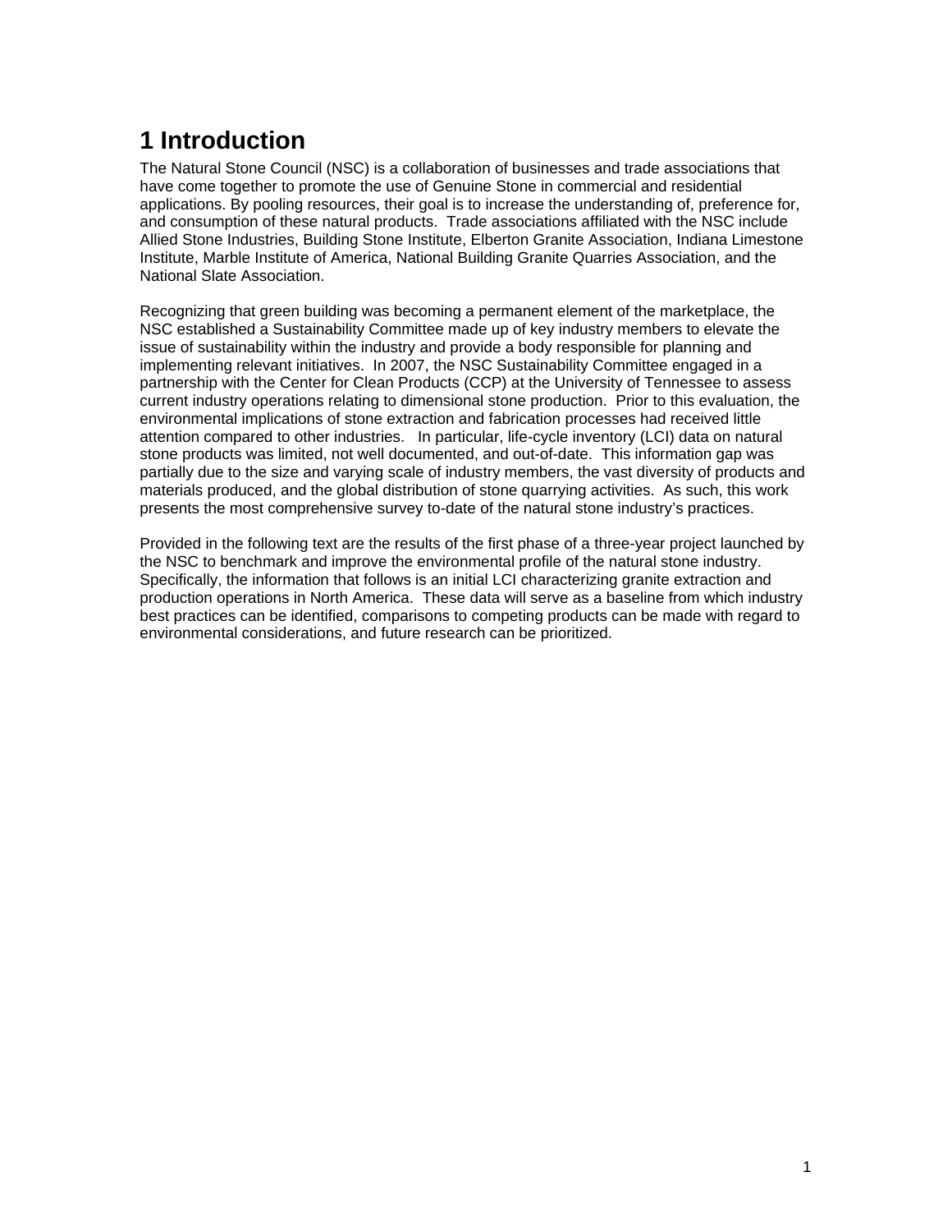# 1 Introduction

The Natural Stone Council (NSC) is a collaboration of businesses and trade associations that have come together to promote the use of Genuine Stone in commercial and residential applications. By pooling resources, their goal is to increase the understanding of, preference for, and consumption of these natural products. Trade associations affiliated with the NSC include Allied Stone Industries, Building Stone Institute, Elberton Granite Association, Indiana Limestone Institute, Marble Institute of America, National Building Granite Quarries Association, and the National Slate Association.

Recognizing that green building was becoming a permanent element of the marketplace, the NSC established a Sustainability Committee made up of key industry members to elevate the issue of sustainability within the industry and provide a body responsible for planning and implementing relevant initiatives. In 2007, the NSC Sustainability Committee engaged in a partnership with the Center for Clean Products (CCP) at the University of Tennessee to assess current industry operations relating to dimensional stone production. Prior to this evaluation, the environmental implications of stone extraction and fabrication processes had received little attention compared to other industries. In particular, life-cycle inventory (LCI) data on natural stone products was limited, not well documented, and out-of-date. This information gap was partially due to the size and varying scale of industry members, the vast diversity of products and materials produced, and the global distribution of stone quarrying activities. As such, this work presents the most comprehensive survey to-date of the natural stone industry's practices.

Provided in the following text are the results of the first phase of a three-year project launched by the NSC to benchmark and improve the environmental profile of the natural stone industry. Specifically, the information that follows is an initial LCI characterizing granite extraction and production operations in North America. These data will serve as a baseline from which industry best practices can be identified, comparisons to competing products can be made with regard to environmental considerations, and future research can be prioritized.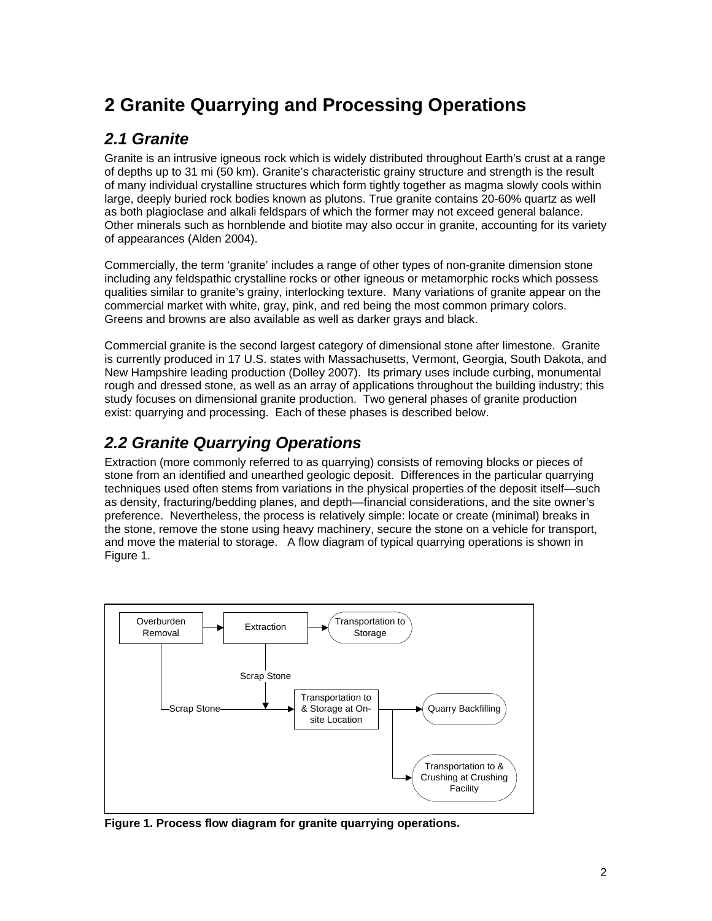# 2 Granite Quarrying and Processing Operations

## *2.1 Granite*

Granite is an intrusive igneous rock which is widely distributed throughout Earth's crust at a range of depths up to 31 mi (50 km). Granite's characteristic grainy structure and strength is the result of many individual crystalline structures which form tightly together as magma slowly cools within large, deeply buried rock bodies known as plutons. True granite contains 20-60% quartz as well as both plagioclase and alkali feldspars of which the former may not exceed general balance. Other minerals such as hornblende and biotite may also occur in granite, accounting for its variety of appearances (Alden 2004).

Commercially, the term 'granite' includes a range of other types of non-granite dimension stone including any feldspathic crystalline rocks or other igneous or metamorphic rocks which possess qualities similar to granite's grainy, interlocking texture. Many variations of granite appear on the commercial market with white, gray, pink, and red being the most common primary colors. Greens and browns are also available as well as darker grays and black.

Commercial granite is the second largest category of dimensional stone after limestone. Granite is currently produced in 17 U.S. states with Massachusetts, Vermont, Georgia, South Dakota, and New Hampshire leading production (Dolley 2007). Its primary uses include curbing, monumental rough and dressed stone, as well as an array of applications throughout the building industry; this study focuses on dimensional granite production. Two general phases of granite production exist: quarrying and processing. Each of these phases is described below.

## *2.2 Granite Quarrying Operations*

Extraction (more commonly referred to as quarrying) consists of removing blocks or pieces of stone from an identified and unearthed geologic deposit. Differences in the particular quarrying techniques used often stems from variations in the physical properties of the deposit itself—such as density, fracturing/bedding planes, and depth—financial considerations, and the site owner's preference. Nevertheless, the process is relatively simple: locate or create (minimal) breaks in the stone, remove the stone using heavy machinery, secure the stone on a vehicle for transport, and move the material to storage. A flow diagram of typical quarrying operations is shown in Figure 1.

Overburden Removal → Extraction → Transportation to Storage

Overburden Removal → Scrap Stone → Transportation to & Storage at On-site Location

Extraction → Scrap Stone → Transportation to & Storage at On-site Location

Transportation to & Storage at On-site Location → Quarry Backfilling

Transportation to & Storage at On-site Location → Transportation to & Crushing at Crushing Facility

**Figure 1. Process flow diagram for granite quarrying operations.**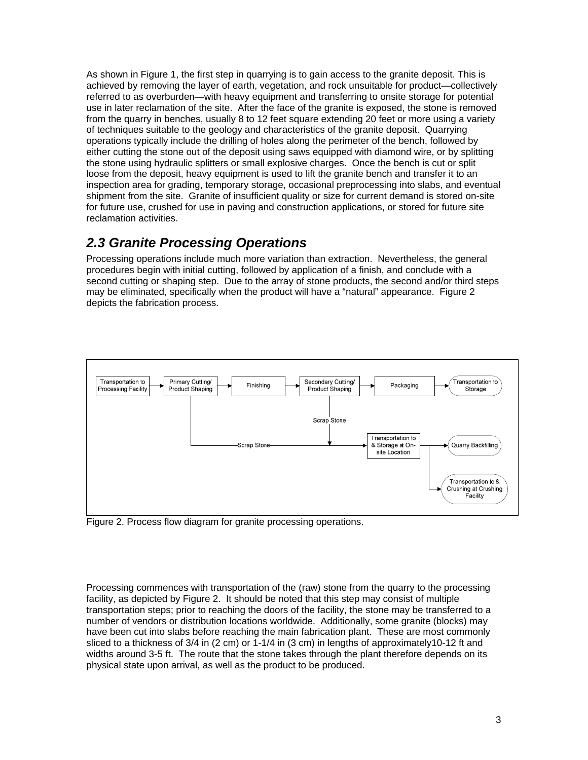As shown in Figure 1, the first step in quarrying is to gain access to the granite deposit. This is achieved by removing the layer of earth, vegetation, and rock unsuitable for product—collectively referred to as overburden—with heavy equipment and transferring to onsite storage for potential use in later reclamation of the site. After the face of the granite is exposed, the stone is removed from the quarry in benches, usually 8 to 12 feet square extending 20 feet or more using a variety of techniques suitable to the geology and characteristics of the granite deposit. Quarrying operations typically include the drilling of holes along the perimeter of the bench, followed by either cutting the stone out of the deposit using saws equipped with diamond wire, or by splitting the stone using hydraulic splitters or small explosive charges. Once the bench is cut or split loose from the deposit, heavy equipment is used to lift the granite bench and transfer it to an inspection area for grading, temporary storage, occasional preprocessing into slabs, and eventual shipment from the site. Granite of insufficient quality or size for current demand is stored on-site for future use, crushed for use in paving and construction applications, or stored for future site reclamation activities.

## *2.3 Granite Processing Operations*

Processing operations include much more variation than extraction. Nevertheless, the general procedures begin with initial cutting, followed by application of a finish, and conclude with a second cutting or shaping step. Due to the array of stone products, the second and/or third steps may be eliminated, specifically when the product will have a "natural" appearance. Figure 2 depicts the fabrication process.

Figure 2. Process flow diagram for granite processing operations.

Processing commences with transportation of the (raw) stone from the quarry to the processing facility, as depicted by Figure 2. It should be noted that this step may consist of multiple transportation steps; prior to reaching the doors of the facility, the stone may be transferred to a number of vendors or distribution locations worldwide. Additionally, some granite (blocks) may have been cut into slabs before reaching the main fabrication plant. These are most commonly sliced to a thickness of 3/4 in (2 cm) or 1-1/4 in (3 cm) in lengths of approximately10-12 ft and widths around 3-5 ft. The route that the stone takes through the plant therefore depends on its physical state upon arrival, as well as the product to be produced.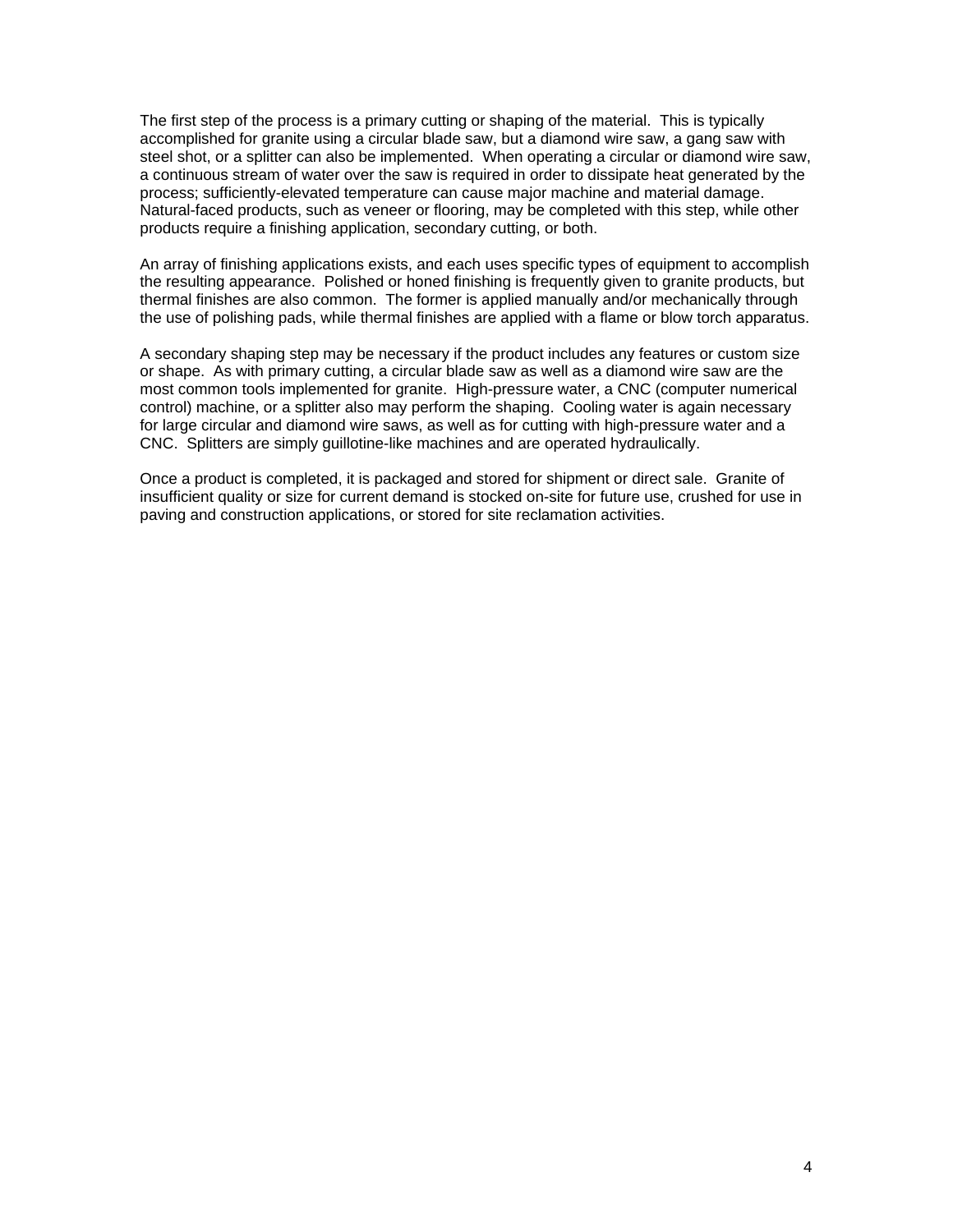The first step of the process is a primary cutting or shaping of the material. This is typically accomplished for granite using a circular blade saw, but a diamond wire saw, a gang saw with steel shot, or a splitter can also be implemented. When operating a circular or diamond wire saw, a continuous stream of water over the saw is required in order to dissipate heat generated by the process; sufficiently-elevated temperature can cause major machine and material damage. Natural-faced products, such as veneer or flooring, may be completed with this step, while other products require a finishing application, secondary cutting, or both.

An array of finishing applications exists, and each uses specific types of equipment to accomplish the resulting appearance. Polished or honed finishing is frequently given to granite products, but thermal finishes are also common. The former is applied manually and/or mechanically through the use of polishing pads, while thermal finishes are applied with a flame or blow torch apparatus.

A secondary shaping step may be necessary if the product includes any features or custom size or shape. As with primary cutting, a circular blade saw as well as a diamond wire saw are the most common tools implemented for granite. High-pressure water, a CNC (computer numerical control) machine, or a splitter also may perform the shaping. Cooling water is again necessary for large circular and diamond wire saws, as well as for cutting with high-pressure water and a CNC. Splitters are simply guillotine-like machines and are operated hydraulically.

Once a product is completed, it is packaged and stored for shipment or direct sale. Granite of insufficient quality or size for current demand is stocked on-site for future use, crushed for use in paving and construction applications, or stored for site reclamation activities.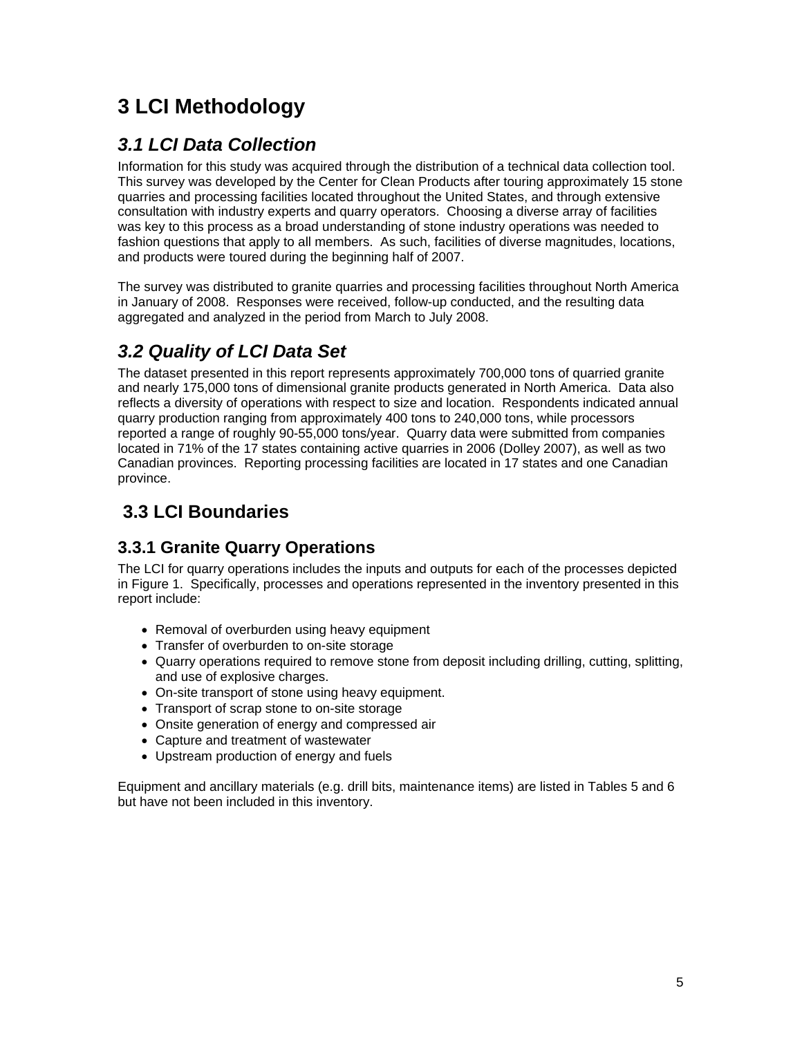# 3 LCI Methodology

## *3.1 LCI Data Collection*

Information for this study was acquired through the distribution of a technical data collection tool. This survey was developed by the Center for Clean Products after touring approximately 15 stone quarries and processing facilities located throughout the United States, and through extensive consultation with industry experts and quarry operators. Choosing a diverse array of facilities was key to this process as a broad understanding of stone industry operations was needed to fashion questions that apply to all members. As such, facilities of diverse magnitudes, locations, and products were toured during the beginning half of 2007.

The survey was distributed to granite quarries and processing facilities throughout North America in January of 2008. Responses were received, follow-up conducted, and the resulting data aggregated and analyzed in the period from March to July 2008.

## *3.2 Quality of LCI Data Set*

The dataset presented in this report represents approximately 700,000 tons of quarried granite and nearly 175,000 tons of dimensional granite products generated in North America. Data also reflects a diversity of operations with respect to size and location. Respondents indicated annual quarry production ranging from approximately 400 tons to 240,000 tons, while processors reported a range of roughly 90-55,000 tons/year. Quarry data were submitted from companies located in 71% of the 17 states containing active quarries in 2006 (Dolley 2007), as well as two Canadian provinces. Reporting processing facilities are located in 17 states and one Canadian province.

## 3.3 LCI Boundaries

### 3.3.1 Granite Quarry Operations

The LCI for quarry operations includes the inputs and outputs for each of the processes depicted in Figure 1. Specifically, processes and operations represented in the inventory presented in this report include:

- Removal of overburden using heavy equipment
- Transfer of overburden to on-site storage
- Quarry operations required to remove stone from deposit including drilling, cutting, splitting, and use of explosive charges.
- On-site transport of stone using heavy equipment.
- Transport of scrap stone to on-site storage
- Onsite generation of energy and compressed air
- Capture and treatment of wastewater
- Upstream production of energy and fuels

Equipment and ancillary materials (e.g. drill bits, maintenance items) are listed in Tables 5 and 6 but have not been included in this inventory.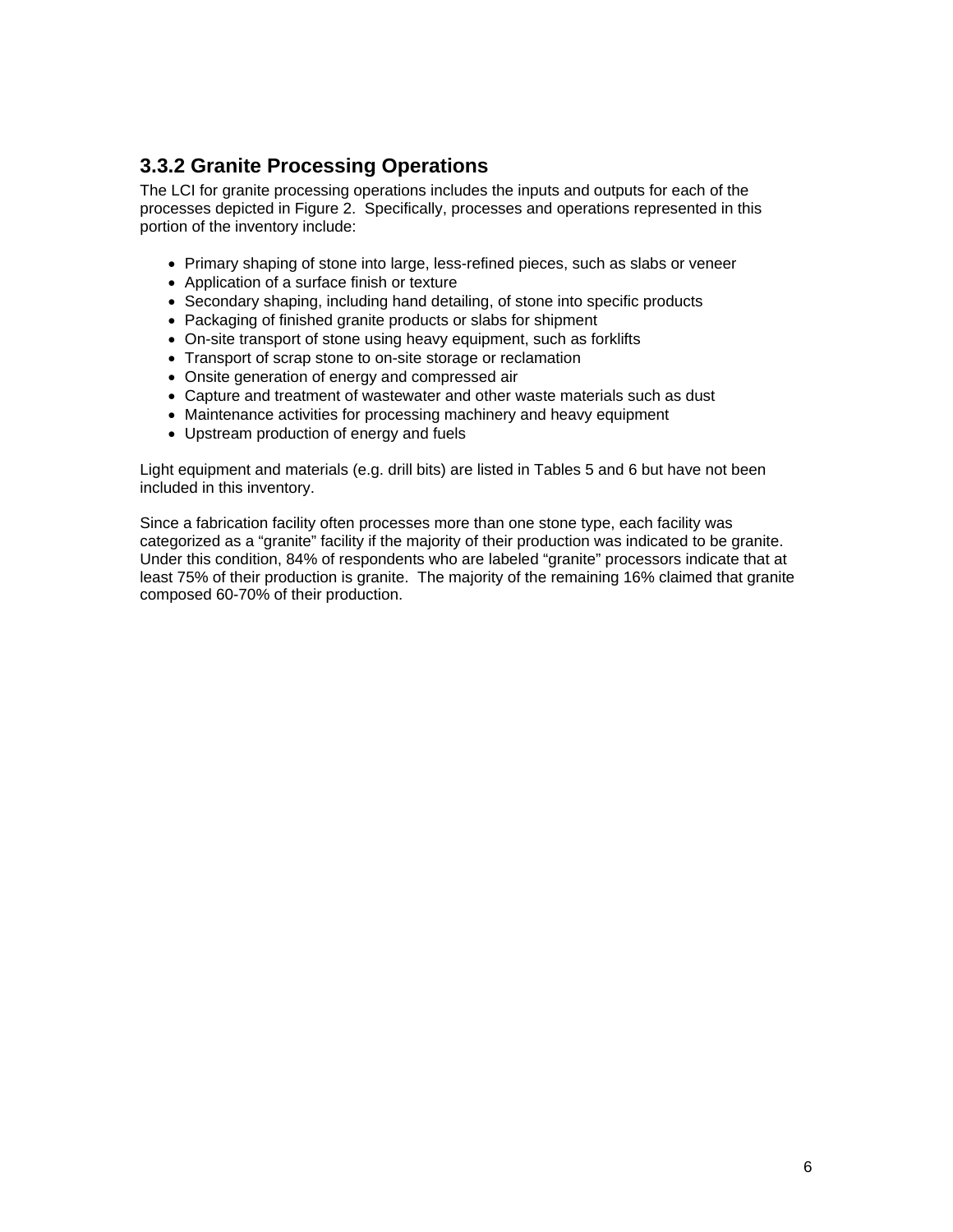### 3.3.2 Granite Processing Operations

The LCI for granite processing operations includes the inputs and outputs for each of the processes depicted in Figure 2. Specifically, processes and operations represented in this portion of the inventory include:

- Primary shaping of stone into large, less-refined pieces, such as slabs or veneer
- Application of a surface finish or texture
- Secondary shaping, including hand detailing, of stone into specific products
- Packaging of finished granite products or slabs for shipment
- On-site transport of stone using heavy equipment, such as forklifts
- Transport of scrap stone to on-site storage or reclamation
- Onsite generation of energy and compressed air
- Capture and treatment of wastewater and other waste materials such as dust
- Maintenance activities for processing machinery and heavy equipment
- Upstream production of energy and fuels

Light equipment and materials (e.g. drill bits) are listed in Tables 5 and 6 but have not been included in this inventory.

Since a fabrication facility often processes more than one stone type, each facility was categorized as a "granite" facility if the majority of their production was indicated to be granite. Under this condition, 84% of respondents who are labeled "granite" processors indicate that at least 75% of their production is granite. The majority of the remaining 16% claimed that granite composed 60-70% of their production.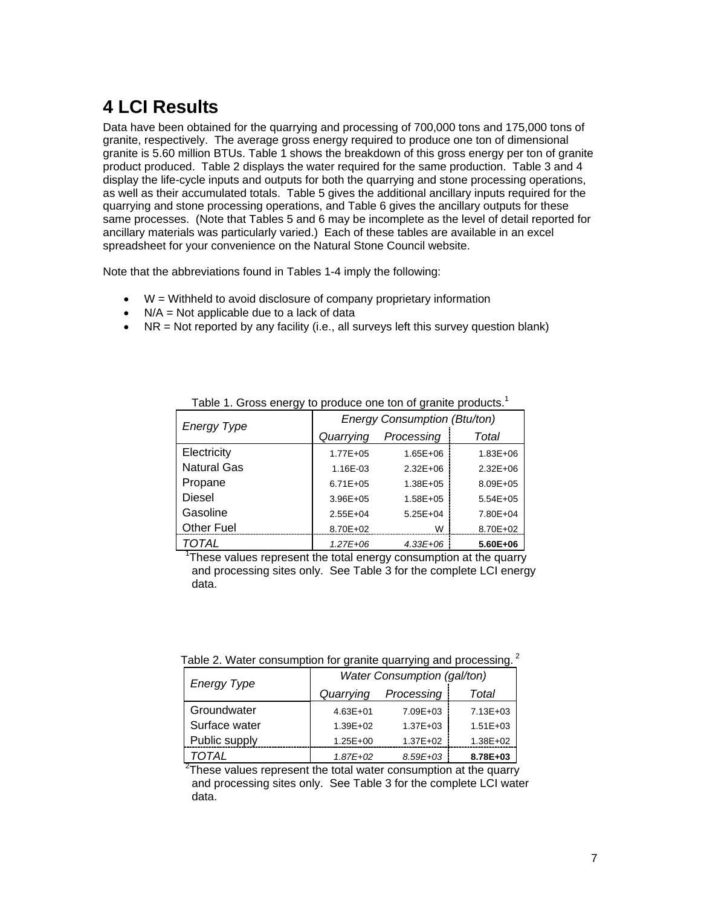# 4 LCI Results

Data have been obtained for the quarrying and processing of 700,000 tons and 175,000 tons of granite, respectively. The average gross energy required to produce one ton of dimensional granite is 5.60 million BTUs. Table 1 shows the breakdown of this gross energy per ton of granite product produced. Table 2 displays the water required for the same production. Table 3 and 4 display the life-cycle inputs and outputs for both the quarrying and stone processing operations, as well as their accumulated totals. Table 5 gives the additional ancillary inputs required for the quarrying and stone processing operations, and Table 6 gives the ancillary outputs for these same processes. (Note that Tables 5 and 6 may be incomplete as the level of detail reported for ancillary materials was particularly varied.) Each of these tables are available in an excel spreadsheet for your convenience on the Natural Stone Council website.

Note that the abbreviations found in Tables 1-4 imply the following:

- W = Withheld to avoid disclosure of company proprietary information
- N/A = Not applicable due to a lack of data
- NR = Not reported by any facility (i.e., all surveys left this survey question blank)

Table 1. Gross energy to produce one ton of granite products.[1]

| *Energy Type* | *Energy Consumption (Btu/ton)* | | |
|---|---|---|---|
| | *Quarrying* | *Processing* | *Total* |
| Electricity | 1.77E+05 | 1.65E+06 | 1.83E+06 |
| Natural Gas | 1.16E-03 | 2.32E+06 | 2.32E+06 |
| Propane | 6.71E+05 | 1.38E+05 | 8.09E+05 |
| Diesel | 3.96E+05 | 1.58E+05 | 5.54E+05 |
| Gasoline | 2.55E+04 | 5.25E+04 | 7.80E+04 |
| Other Fuel | 8.70E+02 | W | 8.70E+02 |
| *TOTAL* | *1.27E+06* | *4.33E+06* | **5.60E+06** |

[1]These values represent the total energy consumption at the quarry and processing sites only. See Table 3 for the complete LCI energy data.

Table 2. Water consumption for granite quarrying and processing.[2]

| *Energy Type* | *Water Consumption (gal/ton)* | | |
|---|---|---|---|
| | *Quarrying* | *Processing* | *Total* |
| Groundwater | 4.63E+01 | 7.09E+03 | 7.13E+03 |
| Surface water | 1.39E+02 | 1.37E+03 | 1.51E+03 |
| Public supply | 1.25E+00 | 1.37E+02 | 1.38E+02 |
| *TOTAL* | *1.87E+02* | *8.59E+03* | **8.78E+03** |

[2]These values represent the total water consumption at the quarry and processing sites only. See Table 3 for the complete LCI water data.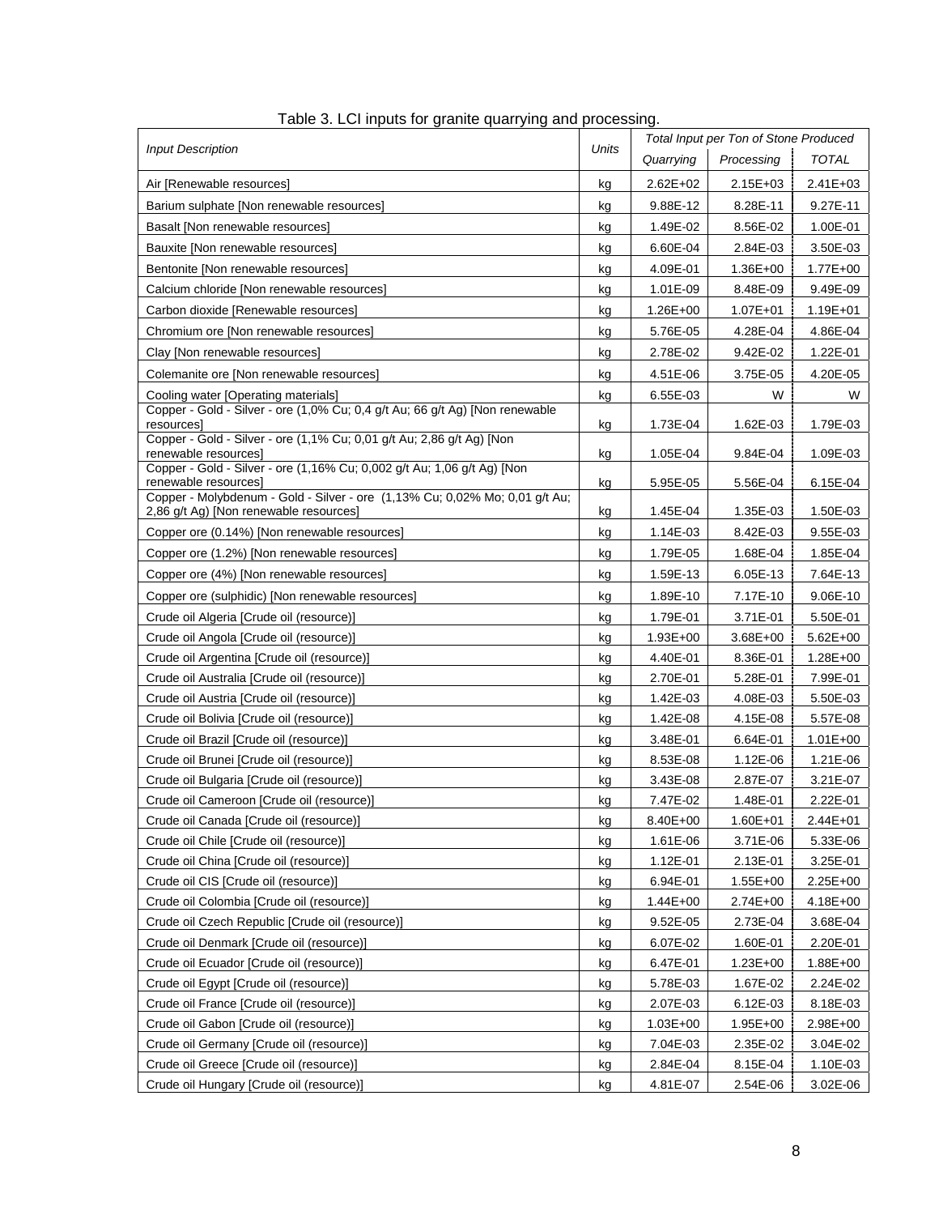Table 3. LCI inputs for granite quarrying and processing.

| Input Description | Units | Total Input per Ton of Stone Produced | | |
|---|---|---|---|---|
| | | Quarrying | Processing | TOTAL |
| Air [Renewable resources] | kg | 2.62E+02 | 2.15E+03 | 2.41E+03 |
| Barium sulphate [Non renewable resources] | kg | 9.88E-12 | 8.28E-11 | 9.27E-11 |
| Basalt [Non renewable resources] | kg | 1.49E-02 | 8.56E-02 | 1.00E-01 |
| Bauxite [Non renewable resources] | kg | 6.60E-04 | 2.84E-03 | 3.50E-03 |
| Bentonite [Non renewable resources] | kg | 4.09E-01 | 1.36E+00 | 1.77E+00 |
| Calcium chloride [Non renewable resources] | kg | 1.01E-09 | 8.48E-09 | 9.49E-09 |
| Carbon dioxide [Renewable resources] | kg | 1.26E+00 | 1.07E+01 | 1.19E+01 |
| Chromium ore [Non renewable resources] | kg | 5.76E-05 | 4.28E-04 | 4.86E-04 |
| Clay [Non renewable resources] | kg | 2.78E-02 | 9.42E-02 | 1.22E-01 |
| Colemanite ore [Non renewable resources] | kg | 4.51E-06 | 3.75E-05 | 4.20E-05 |
| Cooling water [Operating materials] | kg | 6.55E-03 | W | W |
| Copper - Gold - Silver - ore (1,0% Cu; 0,4 g/t Au; 66 g/t Ag) [Non renewable resources] | kg | 1.73E-04 | 1.62E-03 | 1.79E-03 |
| Copper - Gold - Silver - ore (1,1% Cu; 0,01 g/t Au; 2,86 g/t Ag) [Non renewable resources] | kg | 1.05E-04 | 9.84E-04 | 1.09E-03 |
| Copper - Gold - Silver - ore (1,16% Cu; 0,002 g/t Au; 1,06 g/t Ag) [Non renewable resources] | kg | 5.95E-05 | 5.56E-04 | 6.15E-04 |
| Copper - Molybdenum - Gold - Silver - ore (1,13% Cu; 0,02% Mo; 0,01 g/t Au; 2,86 g/t Ag) [Non renewable resources] | kg | 1.45E-04 | 1.35E-03 | 1.50E-03 |
| Copper ore (0.14%) [Non renewable resources] | kg | 1.14E-03 | 8.42E-03 | 9.55E-03 |
| Copper ore (1.2%) [Non renewable resources] | kg | 1.79E-05 | 1.68E-04 | 1.85E-04 |
| Copper ore (4%) [Non renewable resources] | kg | 1.59E-13 | 6.05E-13 | 7.64E-13 |
| Copper ore (sulphidic) [Non renewable resources] | kg | 1.89E-10 | 7.17E-10 | 9.06E-10 |
| Crude oil Algeria [Crude oil (resource)] | kg | 1.79E-01 | 3.71E-01 | 5.50E-01 |
| Crude oil Angola [Crude oil (resource)] | kg | 1.93E+00 | 3.68E+00 | 5.62E+00 |
| Crude oil Argentina [Crude oil (resource)] | kg | 4.40E-01 | 8.36E-01 | 1.28E+00 |
| Crude oil Australia [Crude oil (resource)] | kg | 2.70E-01 | 5.28E-01 | 7.99E-01 |
| Crude oil Austria [Crude oil (resource)] | kg | 1.42E-03 | 4.08E-03 | 5.50E-03 |
| Crude oil Bolivia [Crude oil (resource)] | kg | 1.42E-08 | 4.15E-08 | 5.57E-08 |
| Crude oil Brazil [Crude oil (resource)] | kg | 3.48E-01 | 6.64E-01 | 1.01E+00 |
| Crude oil Brunei [Crude oil (resource)] | kg | 8.53E-08 | 1.12E-06 | 1.21E-06 |
| Crude oil Bulgaria [Crude oil (resource)] | kg | 3.43E-08 | 2.87E-07 | 3.21E-07 |
| Crude oil Cameroon [Crude oil (resource)] | kg | 7.47E-02 | 1.48E-01 | 2.22E-01 |
| Crude oil Canada [Crude oil (resource)] | kg | 8.40E+00 | 1.60E+01 | 2.44E+01 |
| Crude oil Chile [Crude oil (resource)] | kg | 1.61E-06 | 3.71E-06 | 5.33E-06 |
| Crude oil China [Crude oil (resource)] | kg | 1.12E-01 | 2.13E-01 | 3.25E-01 |
| Crude oil CIS [Crude oil (resource)] | kg | 6.94E-01 | 1.55E+00 | 2.25E+00 |
| Crude oil Colombia [Crude oil (resource)] | kg | 1.44E+00 | 2.74E+00 | 4.18E+00 |
| Crude oil Czech Republic [Crude oil (resource)] | kg | 9.52E-05 | 2.73E-04 | 3.68E-04 |
| Crude oil Denmark [Crude oil (resource)] | kg | 6.07E-02 | 1.60E-01 | 2.20E-01 |
| Crude oil Ecuador [Crude oil (resource)] | kg | 6.47E-01 | 1.23E+00 | 1.88E+00 |
| Crude oil Egypt [Crude oil (resource)] | kg | 5.78E-03 | 1.67E-02 | 2.24E-02 |
| Crude oil France [Crude oil (resource)] | kg | 2.07E-03 | 6.12E-03 | 8.18E-03 |
| Crude oil Gabon [Crude oil (resource)] | kg | 1.03E+00 | 1.95E+00 | 2.98E+00 |
| Crude oil Germany [Crude oil (resource)] | kg | 7.04E-03 | 2.35E-02 | 3.04E-02 |
| Crude oil Greece [Crude oil (resource)] | kg | 2.84E-04 | 8.15E-04 | 1.10E-03 |
| Crude oil Hungary [Crude oil (resource)] | kg | 4.81E-07 | 2.54E-06 | 3.02E-06 |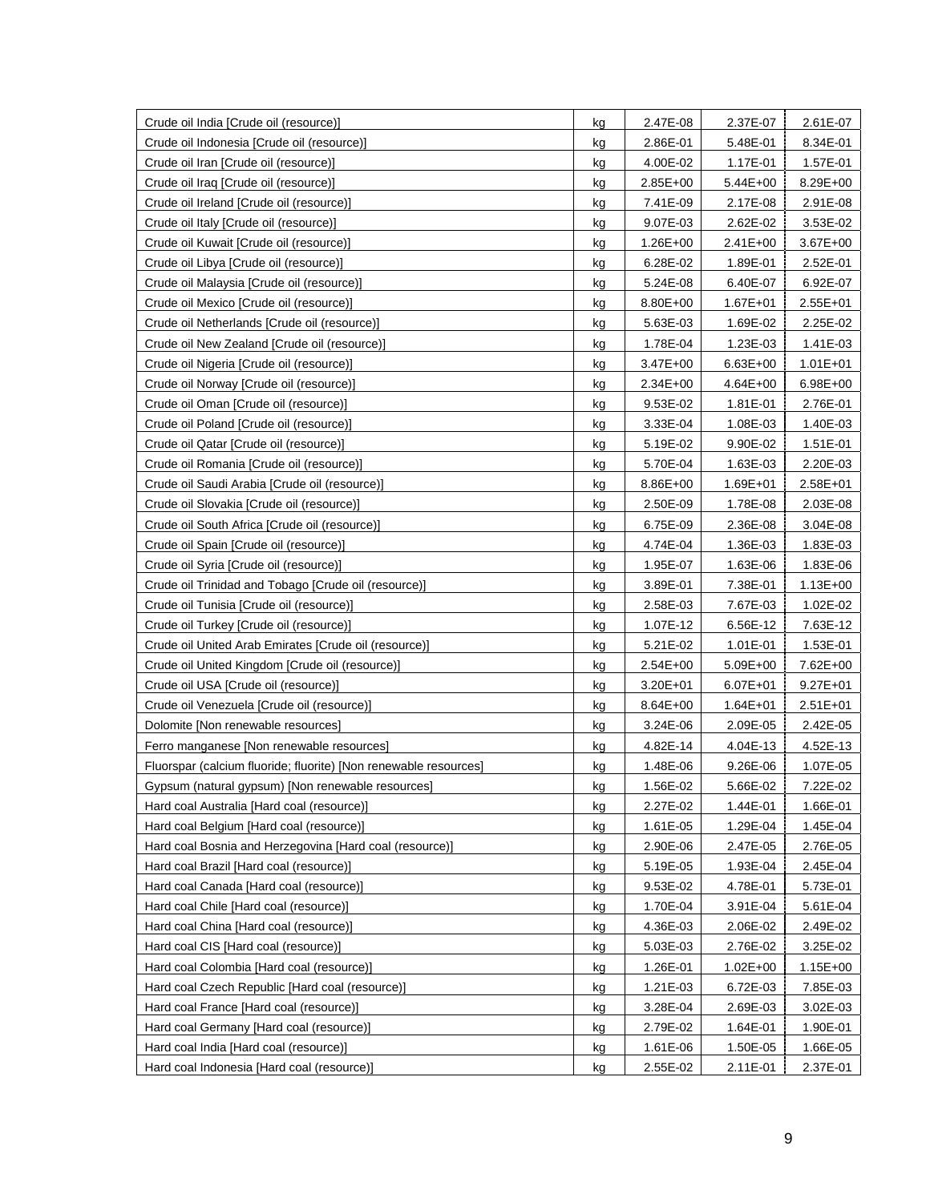| | | | | |
|---|---|---|---|---|
| Crude oil India [Crude oil (resource)] | kg | 2.47E-08 | 2.37E-07 | 2.61E-07 |
| Crude oil Indonesia [Crude oil (resource)] | kg | 2.86E-01 | 5.48E-01 | 8.34E-01 |
| Crude oil Iran [Crude oil (resource)] | kg | 4.00E-02 | 1.17E-01 | 1.57E-01 |
| Crude oil Iraq [Crude oil (resource)] | kg | 2.85E+00 | 5.44E+00 | 8.29E+00 |
| Crude oil Ireland [Crude oil (resource)] | kg | 7.41E-09 | 2.17E-08 | 2.91E-08 |
| Crude oil Italy [Crude oil (resource)] | kg | 9.07E-03 | 2.62E-02 | 3.53E-02 |
| Crude oil Kuwait [Crude oil (resource)] | kg | 1.26E+00 | 2.41E+00 | 3.67E+00 |
| Crude oil Libya [Crude oil (resource)] | kg | 6.28E-02 | 1.89E-01 | 2.52E-01 |
| Crude oil Malaysia [Crude oil (resource)] | kg | 5.24E-08 | 6.40E-07 | 6.92E-07 |
| Crude oil Mexico [Crude oil (resource)] | kg | 8.80E+00 | 1.67E+01 | 2.55E+01 |
| Crude oil Netherlands [Crude oil (resource)] | kg | 5.63E-03 | 1.69E-02 | 2.25E-02 |
| Crude oil New Zealand [Crude oil (resource)] | kg | 1.78E-04 | 1.23E-03 | 1.41E-03 |
| Crude oil Nigeria [Crude oil (resource)] | kg | 3.47E+00 | 6.63E+00 | 1.01E+01 |
| Crude oil Norway [Crude oil (resource)] | kg | 2.34E+00 | 4.64E+00 | 6.98E+00 |
| Crude oil Oman [Crude oil (resource)] | kg | 9.53E-02 | 1.81E-01 | 2.76E-01 |
| Crude oil Poland [Crude oil (resource)] | kg | 3.33E-04 | 1.08E-03 | 1.40E-03 |
| Crude oil Qatar [Crude oil (resource)] | kg | 5.19E-02 | 9.90E-02 | 1.51E-01 |
| Crude oil Romania [Crude oil (resource)] | kg | 5.70E-04 | 1.63E-03 | 2.20E-03 |
| Crude oil Saudi Arabia [Crude oil (resource)] | kg | 8.86E+00 | 1.69E+01 | 2.58E+01 |
| Crude oil Slovakia [Crude oil (resource)] | kg | 2.50E-09 | 1.78E-08 | 2.03E-08 |
| Crude oil South Africa [Crude oil (resource)] | kg | 6.75E-09 | 2.36E-08 | 3.04E-08 |
| Crude oil Spain [Crude oil (resource)] | kg | 4.74E-04 | 1.36E-03 | 1.83E-03 |
| Crude oil Syria [Crude oil (resource)] | kg | 1.95E-07 | 1.63E-06 | 1.83E-06 |
| Crude oil Trinidad and Tobago [Crude oil (resource)] | kg | 3.89E-01 | 7.38E-01 | 1.13E+00 |
| Crude oil Tunisia [Crude oil (resource)] | kg | 2.58E-03 | 7.67E-03 | 1.02E-02 |
| Crude oil Turkey [Crude oil (resource)] | kg | 1.07E-12 | 6.56E-12 | 7.63E-12 |
| Crude oil United Arab Emirates [Crude oil (resource)] | kg | 5.21E-02 | 1.01E-01 | 1.53E-01 |
| Crude oil United Kingdom [Crude oil (resource)] | kg | 2.54E+00 | 5.09E+00 | 7.62E+00 |
| Crude oil USA [Crude oil (resource)] | kg | 3.20E+01 | 6.07E+01 | 9.27E+01 |
| Crude oil Venezuela [Crude oil (resource)] | kg | 8.64E+00 | 1.64E+01 | 2.51E+01 |
| Dolomite [Non renewable resources] | kg | 3.24E-06 | 2.09E-05 | 2.42E-05 |
| Ferro manganese [Non renewable resources] | kg | 4.82E-14 | 4.04E-13 | 4.52E-13 |
| Fluorspar (calcium fluoride; fluorite) [Non renewable resources] | kg | 1.48E-06 | 9.26E-06 | 1.07E-05 |
| Gypsum (natural gypsum) [Non renewable resources] | kg | 1.56E-02 | 5.66E-02 | 7.22E-02 |
| Hard coal Australia [Hard coal (resource)] | kg | 2.27E-02 | 1.44E-01 | 1.66E-01 |
| Hard coal Belgium [Hard coal (resource)] | kg | 1.61E-05 | 1.29E-04 | 1.45E-04 |
| Hard coal Bosnia and Herzegovina [Hard coal (resource)] | kg | 2.90E-06 | 2.47E-05 | 2.76E-05 |
| Hard coal Brazil [Hard coal (resource)] | kg | 5.19E-05 | 1.93E-04 | 2.45E-04 |
| Hard coal Canada [Hard coal (resource)] | kg | 9.53E-02 | 4.78E-01 | 5.73E-01 |
| Hard coal Chile [Hard coal (resource)] | kg | 1.70E-04 | 3.91E-04 | 5.61E-04 |
| Hard coal China [Hard coal (resource)] | kg | 4.36E-03 | 2.06E-02 | 2.49E-02 |
| Hard coal CIS [Hard coal (resource)] | kg | 5.03E-03 | 2.76E-02 | 3.25E-02 |
| Hard coal Colombia [Hard coal (resource)] | kg | 1.26E-01 | 1.02E+00 | 1.15E+00 |
| Hard coal Czech Republic [Hard coal (resource)] | kg | 1.21E-03 | 6.72E-03 | 7.85E-03 |
| Hard coal France [Hard coal (resource)] | kg | 3.28E-04 | 2.69E-03 | 3.02E-03 |
| Hard coal Germany [Hard coal (resource)] | kg | 2.79E-02 | 1.64E-01 | 1.90E-01 |
| Hard coal India [Hard coal (resource)] | kg | 1.61E-06 | 1.50E-05 | 1.66E-05 |
| Hard coal Indonesia [Hard coal (resource)] | kg | 2.55E-02 | 2.11E-01 | 2.37E-01 |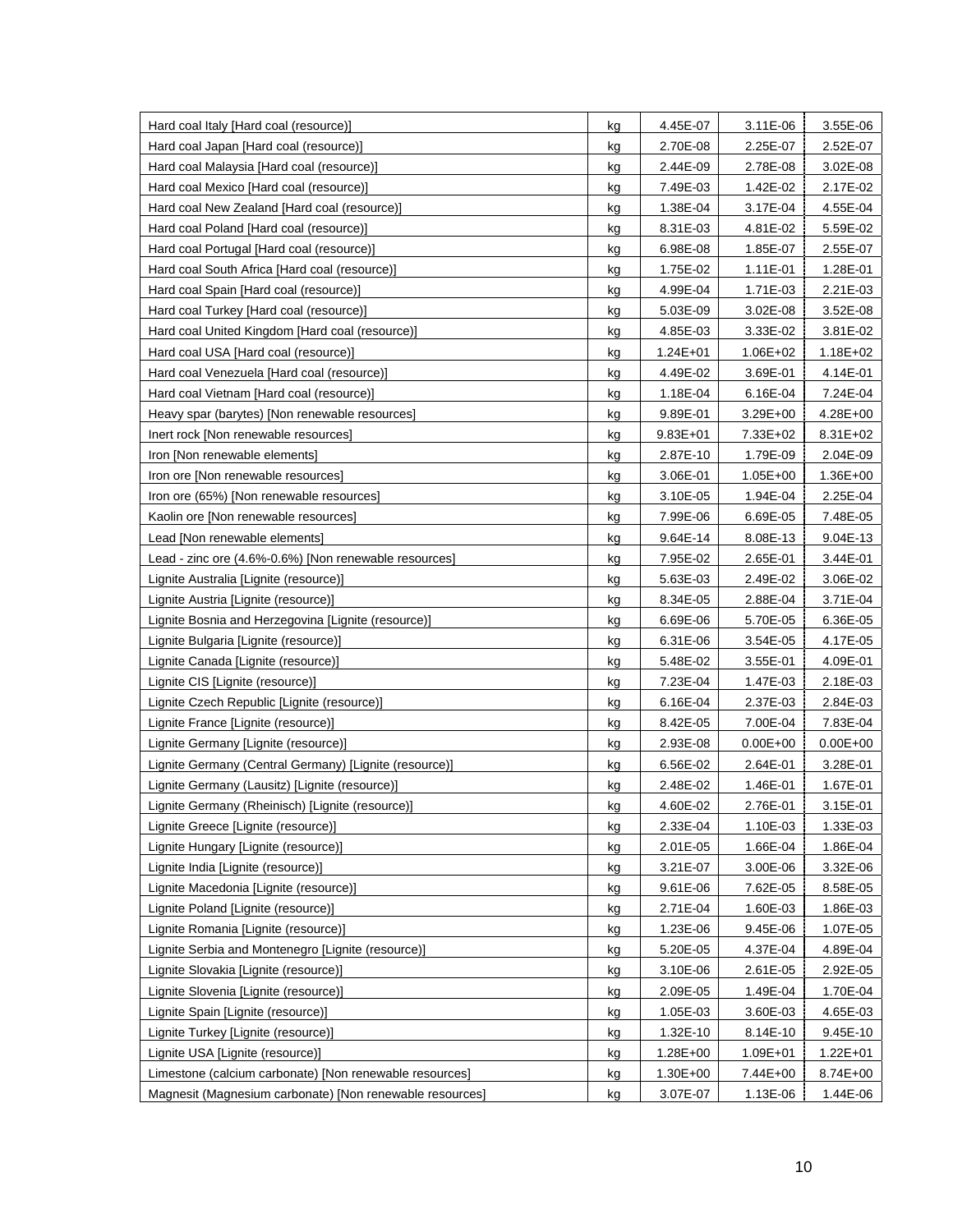| | | | | |
|---|---|---|---|---|
| Hard coal Italy [Hard coal (resource)] | kg | 4.45E-07 | 3.11E-06 | 3.55E-06 |
| Hard coal Japan [Hard coal (resource)] | kg | 2.70E-08 | 2.25E-07 | 2.52E-07 |
| Hard coal Malaysia [Hard coal (resource)] | kg | 2.44E-09 | 2.78E-08 | 3.02E-08 |
| Hard coal Mexico [Hard coal (resource)] | kg | 7.49E-03 | 1.42E-02 | 2.17E-02 |
| Hard coal New Zealand [Hard coal (resource)] | kg | 1.38E-04 | 3.17E-04 | 4.55E-04 |
| Hard coal Poland [Hard coal (resource)] | kg | 8.31E-03 | 4.81E-02 | 5.59E-02 |
| Hard coal Portugal [Hard coal (resource)] | kg | 6.98E-08 | 1.85E-07 | 2.55E-07 |
| Hard coal South Africa [Hard coal (resource)] | kg | 1.75E-02 | 1.11E-01 | 1.28E-01 |
| Hard coal Spain [Hard coal (resource)] | kg | 4.99E-04 | 1.71E-03 | 2.21E-03 |
| Hard coal Turkey [Hard coal (resource)] | kg | 5.03E-09 | 3.02E-08 | 3.52E-08 |
| Hard coal United Kingdom [Hard coal (resource)] | kg | 4.85E-03 | 3.33E-02 | 3.81E-02 |
| Hard coal USA [Hard coal (resource)] | kg | 1.24E+01 | 1.06E+02 | 1.18E+02 |
| Hard coal Venezuela [Hard coal (resource)] | kg | 4.49E-02 | 3.69E-01 | 4.14E-01 |
| Hard coal Vietnam [Hard coal (resource)] | kg | 1.18E-04 | 6.16E-04 | 7.24E-04 |
| Heavy spar (barytes) [Non renewable resources] | kg | 9.89E-01 | 3.29E+00 | 4.28E+00 |
| Inert rock [Non renewable resources] | kg | 9.83E+01 | 7.33E+02 | 8.31E+02 |
| Iron [Non renewable elements] | kg | 2.87E-10 | 1.79E-09 | 2.04E-09 |
| Iron ore [Non renewable resources] | kg | 3.06E-01 | 1.05E+00 | 1.36E+00 |
| Iron ore (65%) [Non renewable resources] | kg | 3.10E-05 | 1.94E-04 | 2.25E-04 |
| Kaolin ore [Non renewable resources] | kg | 7.99E-06 | 6.69E-05 | 7.48E-05 |
| Lead [Non renewable elements] | kg | 9.64E-14 | 8.08E-13 | 9.04E-13 |
| Lead - zinc ore (4.6%-0.6%) [Non renewable resources] | kg | 7.95E-02 | 2.65E-01 | 3.44E-01 |
| Lignite Australia [Lignite (resource)] | kg | 5.63E-03 | 2.49E-02 | 3.06E-02 |
| Lignite Austria [Lignite (resource)] | kg | 8.34E-05 | 2.88E-04 | 3.71E-04 |
| Lignite Bosnia and Herzegovina [Lignite (resource)] | kg | 6.69E-06 | 5.70E-05 | 6.36E-05 |
| Lignite Bulgaria [Lignite (resource)] | kg | 6.31E-06 | 3.54E-05 | 4.17E-05 |
| Lignite Canada [Lignite (resource)] | kg | 5.48E-02 | 3.55E-01 | 4.09E-01 |
| Lignite CIS [Lignite (resource)] | kg | 7.23E-04 | 1.47E-03 | 2.18E-03 |
| Lignite Czech Republic [Lignite (resource)] | kg | 6.16E-04 | 2.37E-03 | 2.84E-03 |
| Lignite France [Lignite (resource)] | kg | 8.42E-05 | 7.00E-04 | 7.83E-04 |
| Lignite Germany [Lignite (resource)] | kg | 2.93E-08 | 0.00E+00 | 0.00E+00 |
| Lignite Germany (Central Germany) [Lignite (resource)] | kg | 6.56E-02 | 2.64E-01 | 3.28E-01 |
| Lignite Germany (Lausitz) [Lignite (resource)] | kg | 2.48E-02 | 1.46E-01 | 1.67E-01 |
| Lignite Germany (Rheinisch) [Lignite (resource)] | kg | 4.60E-02 | 2.76E-01 | 3.15E-01 |
| Lignite Greece [Lignite (resource)] | kg | 2.33E-04 | 1.10E-03 | 1.33E-03 |
| Lignite Hungary [Lignite (resource)] | kg | 2.01E-05 | 1.66E-04 | 1.86E-04 |
| Lignite India [Lignite (resource)] | kg | 3.21E-07 | 3.00E-06 | 3.32E-06 |
| Lignite Macedonia [Lignite (resource)] | kg | 9.61E-06 | 7.62E-05 | 8.58E-05 |
| Lignite Poland [Lignite (resource)] | kg | 2.71E-04 | 1.60E-03 | 1.86E-03 |
| Lignite Romania [Lignite (resource)] | kg | 1.23E-06 | 9.45E-06 | 1.07E-05 |
| Lignite Serbia and Montenegro [Lignite (resource)] | kg | 5.20E-05 | 4.37E-04 | 4.89E-04 |
| Lignite Slovakia [Lignite (resource)] | kg | 3.10E-06 | 2.61E-05 | 2.92E-05 |
| Lignite Slovenia [Lignite (resource)] | kg | 2.09E-05 | 1.49E-04 | 1.70E-04 |
| Lignite Spain [Lignite (resource)] | kg | 1.05E-03 | 3.60E-03 | 4.65E-03 |
| Lignite Turkey [Lignite (resource)] | kg | 1.32E-10 | 8.14E-10 | 9.45E-10 |
| Lignite USA [Lignite (resource)] | kg | 1.28E+00 | 1.09E+01 | 1.22E+01 |
| Limestone (calcium carbonate) [Non renewable resources] | kg | 1.30E+00 | 7.44E+00 | 8.74E+00 |
| Magnesit (Magnesium carbonate) [Non renewable resources] | kg | 3.07E-07 | 1.13E-06 | 1.44E-06 |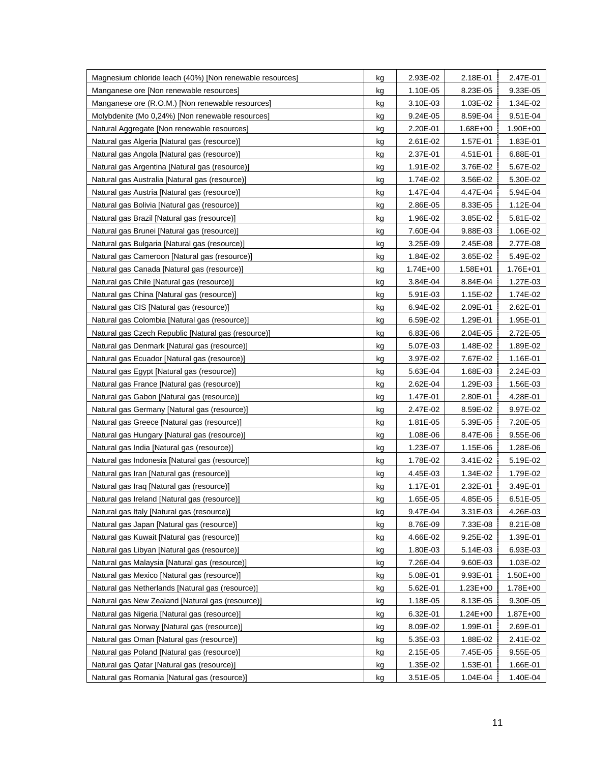| | | | | |
|---|---|---|---|---|
| Magnesium chloride leach (40%) [Non renewable resources] | kg | 2.93E-02 | 2.18E-01 | 2.47E-01 |
| Manganese ore [Non renewable resources] | kg | 1.10E-05 | 8.23E-05 | 9.33E-05 |
| Manganese ore (R.O.M.) [Non renewable resources] | kg | 3.10E-03 | 1.03E-02 | 1.34E-02 |
| Molybdenite (Mo 0,24%) [Non renewable resources] | kg | 9.24E-05 | 8.59E-04 | 9.51E-04 |
| Natural Aggregate [Non renewable resources] | kg | 2.20E-01 | 1.68E+00 | 1.90E+00 |
| Natural gas Algeria [Natural gas (resource)] | kg | 2.61E-02 | 1.57E-01 | 1.83E-01 |
| Natural gas Angola [Natural gas (resource)] | kg | 2.37E-01 | 4.51E-01 | 6.88E-01 |
| Natural gas Argentina [Natural gas (resource)] | kg | 1.91E-02 | 3.76E-02 | 5.67E-02 |
| Natural gas Australia [Natural gas (resource)] | kg | 1.74E-02 | 3.56E-02 | 5.30E-02 |
| Natural gas Austria [Natural gas (resource)] | kg | 1.47E-04 | 4.47E-04 | 5.94E-04 |
| Natural gas Bolivia [Natural gas (resource)] | kg | 2.86E-05 | 8.33E-05 | 1.12E-04 |
| Natural gas Brazil [Natural gas (resource)] | kg | 1.96E-02 | 3.85E-02 | 5.81E-02 |
| Natural gas Brunei [Natural gas (resource)] | kg | 7.60E-04 | 9.88E-03 | 1.06E-02 |
| Natural gas Bulgaria [Natural gas (resource)] | kg | 3.25E-09 | 2.45E-08 | 2.77E-08 |
| Natural gas Cameroon [Natural gas (resource)] | kg | 1.84E-02 | 3.65E-02 | 5.49E-02 |
| Natural gas Canada [Natural gas (resource)] | kg | 1.74E+00 | 1.58E+01 | 1.76E+01 |
| Natural gas Chile [Natural gas (resource)] | kg | 3.84E-04 | 8.84E-04 | 1.27E-03 |
| Natural gas China [Natural gas (resource)] | kg | 5.91E-03 | 1.15E-02 | 1.74E-02 |
| Natural gas CIS [Natural gas (resource)] | kg | 6.94E-02 | 2.09E-01 | 2.62E-01 |
| Natural gas Colombia [Natural gas (resource)] | kg | 6.59E-02 | 1.29E-01 | 1.95E-01 |
| Natural gas Czech Republic [Natural gas (resource)] | kg | 6.83E-06 | 2.04E-05 | 2.72E-05 |
| Natural gas Denmark [Natural gas (resource)] | kg | 5.07E-03 | 1.48E-02 | 1.89E-02 |
| Natural gas Ecuador [Natural gas (resource)] | kg | 3.97E-02 | 7.67E-02 | 1.16E-01 |
| Natural gas Egypt [Natural gas (resource)] | kg | 5.63E-04 | 1.68E-03 | 2.24E-03 |
| Natural gas France [Natural gas (resource)] | kg | 2.62E-04 | 1.29E-03 | 1.56E-03 |
| Natural gas Gabon [Natural gas (resource)] | kg | 1.47E-01 | 2.80E-01 | 4.28E-01 |
| Natural gas Germany [Natural gas (resource)] | kg | 2.47E-02 | 8.59E-02 | 9.97E-02 |
| Natural gas Greece [Natural gas (resource)] | kg | 1.81E-05 | 5.39E-05 | 7.20E-05 |
| Natural gas Hungary [Natural gas (resource)] | kg | 1.08E-06 | 8.47E-06 | 9.55E-06 |
| Natural gas India [Natural gas (resource)] | kg | 1.23E-07 | 1.15E-06 | 1.28E-06 |
| Natural gas Indonesia [Natural gas (resource)] | kg | 1.78E-02 | 3.41E-02 | 5.19E-02 |
| Natural gas Iran [Natural gas (resource)] | kg | 4.45E-03 | 1.34E-02 | 1.79E-02 |
| Natural gas Iraq [Natural gas (resource)] | kg | 1.17E-01 | 2.32E-01 | 3.49E-01 |
| Natural gas Ireland [Natural gas (resource)] | kg | 1.65E-05 | 4.85E-05 | 6.51E-05 |
| Natural gas Italy [Natural gas (resource)] | kg | 9.47E-04 | 3.31E-03 | 4.26E-03 |
| Natural gas Japan [Natural gas (resource)] | kg | 8.76E-09 | 7.33E-08 | 8.21E-08 |
| Natural gas Kuwait [Natural gas (resource)] | kg | 4.66E-02 | 9.25E-02 | 1.39E-01 |
| Natural gas Libyan [Natural gas (resource)] | kg | 1.80E-03 | 5.14E-03 | 6.93E-03 |
| Natural gas Malaysia [Natural gas (resource)] | kg | 7.26E-04 | 9.60E-03 | 1.03E-02 |
| Natural gas Mexico [Natural gas (resource)] | kg | 5.08E-01 | 9.93E-01 | 1.50E+00 |
| Natural gas Netherlands [Natural gas (resource)] | kg | 5.62E-01 | 1.23E+00 | 1.78E+00 |
| Natural gas New Zealand [Natural gas (resource)] | kg | 1.18E-05 | 8.13E-05 | 9.30E-05 |
| Natural gas Nigeria [Natural gas (resource)] | kg | 6.32E-01 | 1.24E+00 | 1.87E+00 |
| Natural gas Norway [Natural gas (resource)] | kg | 8.09E-02 | 1.99E-01 | 2.69E-01 |
| Natural gas Oman [Natural gas (resource)] | kg | 5.35E-03 | 1.88E-02 | 2.41E-02 |
| Natural gas Poland [Natural gas (resource)] | kg | 2.15E-05 | 7.45E-05 | 9.55E-05 |
| Natural gas Qatar [Natural gas (resource)] | kg | 1.35E-02 | 1.53E-01 | 1.66E-01 |
| Natural gas Romania [Natural gas (resource)] | kg | 3.51E-05 | 1.04E-04 | 1.40E-04 |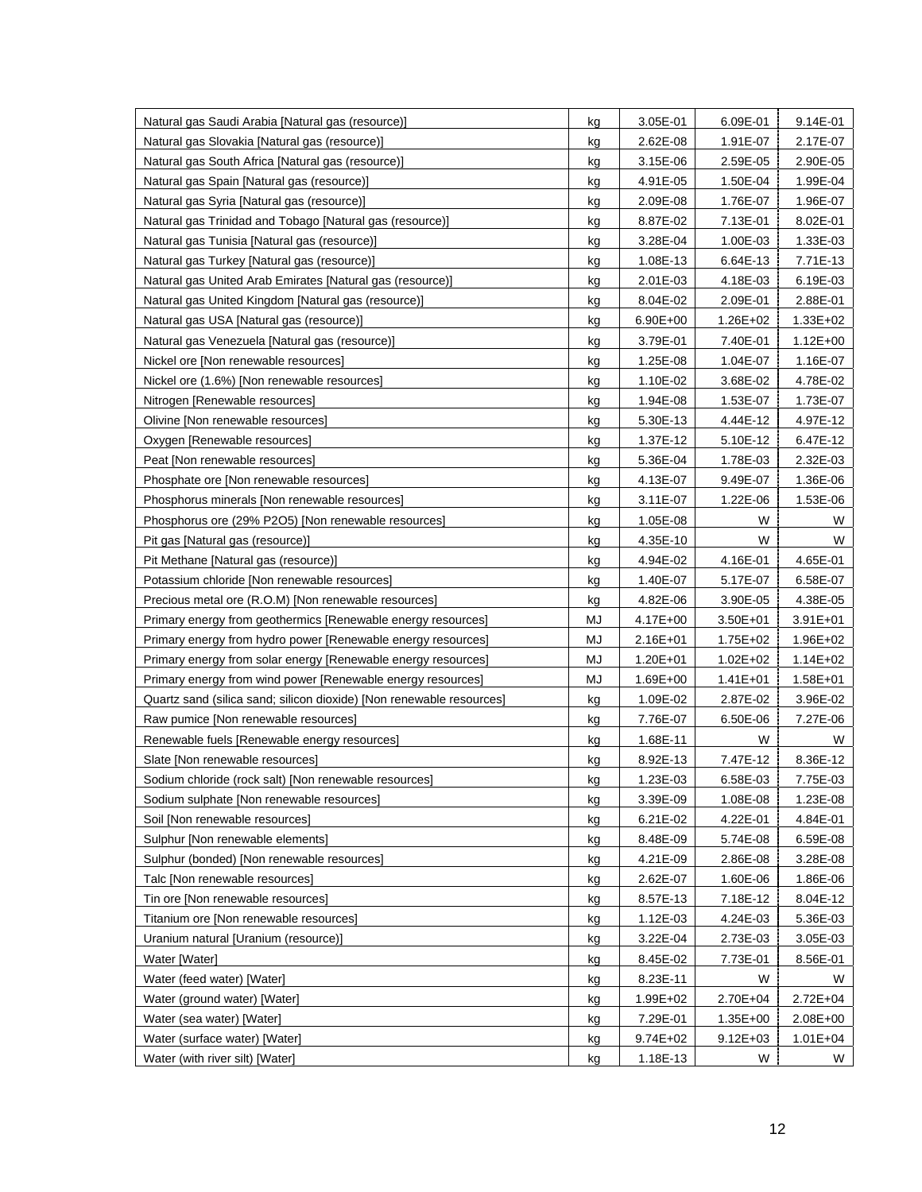| Natural gas Saudi Arabia [Natural gas (resource)] | kg | 3.05E-01 | 6.09E-01 | 9.14E-01 |
|---|---|---|---|---|
| Natural gas Slovakia [Natural gas (resource)] | kg | 2.62E-08 | 1.91E-07 | 2.17E-07 |
| Natural gas South Africa [Natural gas (resource)] | kg | 3.15E-06 | 2.59E-05 | 2.90E-05 |
| Natural gas Spain [Natural gas (resource)] | kg | 4.91E-05 | 1.50E-04 | 1.99E-04 |
| Natural gas Syria [Natural gas (resource)] | kg | 2.09E-08 | 1.76E-07 | 1.96E-07 |
| Natural gas Trinidad and Tobago [Natural gas (resource)] | kg | 8.87E-02 | 7.13E-01 | 8.02E-01 |
| Natural gas Tunisia [Natural gas (resource)] | kg | 3.28E-04 | 1.00E-03 | 1.33E-03 |
| Natural gas Turkey [Natural gas (resource)] | kg | 1.08E-13 | 6.64E-13 | 7.71E-13 |
| Natural gas United Arab Emirates [Natural gas (resource)] | kg | 2.01E-03 | 4.18E-03 | 6.19E-03 |
| Natural gas United Kingdom [Natural gas (resource)] | kg | 8.04E-02 | 2.09E-01 | 2.88E-01 |
| Natural gas USA [Natural gas (resource)] | kg | 6.90E+00 | 1.26E+02 | 1.33E+02 |
| Natural gas Venezuela [Natural gas (resource)] | kg | 3.79E-01 | 7.40E-01 | 1.12E+00 |
| Nickel ore [Non renewable resources] | kg | 1.25E-08 | 1.04E-07 | 1.16E-07 |
| Nickel ore (1.6%) [Non renewable resources] | kg | 1.10E-02 | 3.68E-02 | 4.78E-02 |
| Nitrogen [Renewable resources] | kg | 1.94E-08 | 1.53E-07 | 1.73E-07 |
| Olivine [Non renewable resources] | kg | 5.30E-13 | 4.44E-12 | 4.97E-12 |
| Oxygen [Renewable resources] | kg | 1.37E-12 | 5.10E-12 | 6.47E-12 |
| Peat [Non renewable resources] | kg | 5.36E-04 | 1.78E-03 | 2.32E-03 |
| Phosphate ore [Non renewable resources] | kg | 4.13E-07 | 9.49E-07 | 1.36E-06 |
| Phosphorus minerals [Non renewable resources] | kg | 3.11E-07 | 1.22E-06 | 1.53E-06 |
| Phosphorus ore (29% P2O5) [Non renewable resources] | kg | 1.05E-08 | W | W |
| Pit gas [Natural gas (resource)] | kg | 4.35E-10 | W | W |
| Pit Methane [Natural gas (resource)] | kg | 4.94E-02 | 4.16E-01 | 4.65E-01 |
| Potassium chloride [Non renewable resources] | kg | 1.40E-07 | 5.17E-07 | 6.58E-07 |
| Precious metal ore (R.O.M) [Non renewable resources] | kg | 4.82E-06 | 3.90E-05 | 4.38E-05 |
| Primary energy from geothermics [Renewable energy resources] | MJ | 4.17E+00 | 3.50E+01 | 3.91E+01 |
| Primary energy from hydro power [Renewable energy resources] | MJ | 2.16E+01 | 1.75E+02 | 1.96E+02 |
| Primary energy from solar energy [Renewable energy resources] | MJ | 1.20E+01 | 1.02E+02 | 1.14E+02 |
| Primary energy from wind power [Renewable energy resources] | MJ | 1.69E+00 | 1.41E+01 | 1.58E+01 |
| Quartz sand (silica sand; silicon dioxide) [Non renewable resources] | kg | 1.09E-02 | 2.87E-02 | 3.96E-02 |
| Raw pumice [Non renewable resources] | kg | 7.76E-07 | 6.50E-06 | 7.27E-06 |
| Renewable fuels [Renewable energy resources] | kg | 1.68E-11 | W | W |
| Slate [Non renewable resources] | kg | 8.92E-13 | 7.47E-12 | 8.36E-12 |
| Sodium chloride (rock salt) [Non renewable resources] | kg | 1.23E-03 | 6.58E-03 | 7.75E-03 |
| Sodium sulphate [Non renewable resources] | kg | 3.39E-09 | 1.08E-08 | 1.23E-08 |
| Soil [Non renewable resources] | kg | 6.21E-02 | 4.22E-01 | 4.84E-01 |
| Sulphur [Non renewable elements] | kg | 8.48E-09 | 5.74E-08 | 6.59E-08 |
| Sulphur (bonded) [Non renewable resources] | kg | 4.21E-09 | 2.86E-08 | 3.28E-08 |
| Talc [Non renewable resources] | kg | 2.62E-07 | 1.60E-06 | 1.86E-06 |
| Tin ore [Non renewable resources] | kg | 8.57E-13 | 7.18E-12 | 8.04E-12 |
| Titanium ore [Non renewable resources] | kg | 1.12E-03 | 4.24E-03 | 5.36E-03 |
| Uranium natural [Uranium (resource)] | kg | 3.22E-04 | 2.73E-03 | 3.05E-03 |
| Water [Water] | kg | 8.45E-02 | 7.73E-01 | 8.56E-01 |
| Water (feed water) [Water] | kg | 8.23E-11 | W | W |
| Water (ground water) [Water] | kg | 1.99E+02 | 2.70E+04 | 2.72E+04 |
| Water (sea water) [Water] | kg | 7.29E-01 | 1.35E+00 | 2.08E+00 |
| Water (surface water) [Water] | kg | 9.74E+02 | 9.12E+03 | 1.01E+04 |
| Water (with river silt) [Water] | kg | 1.18E-13 | W | W |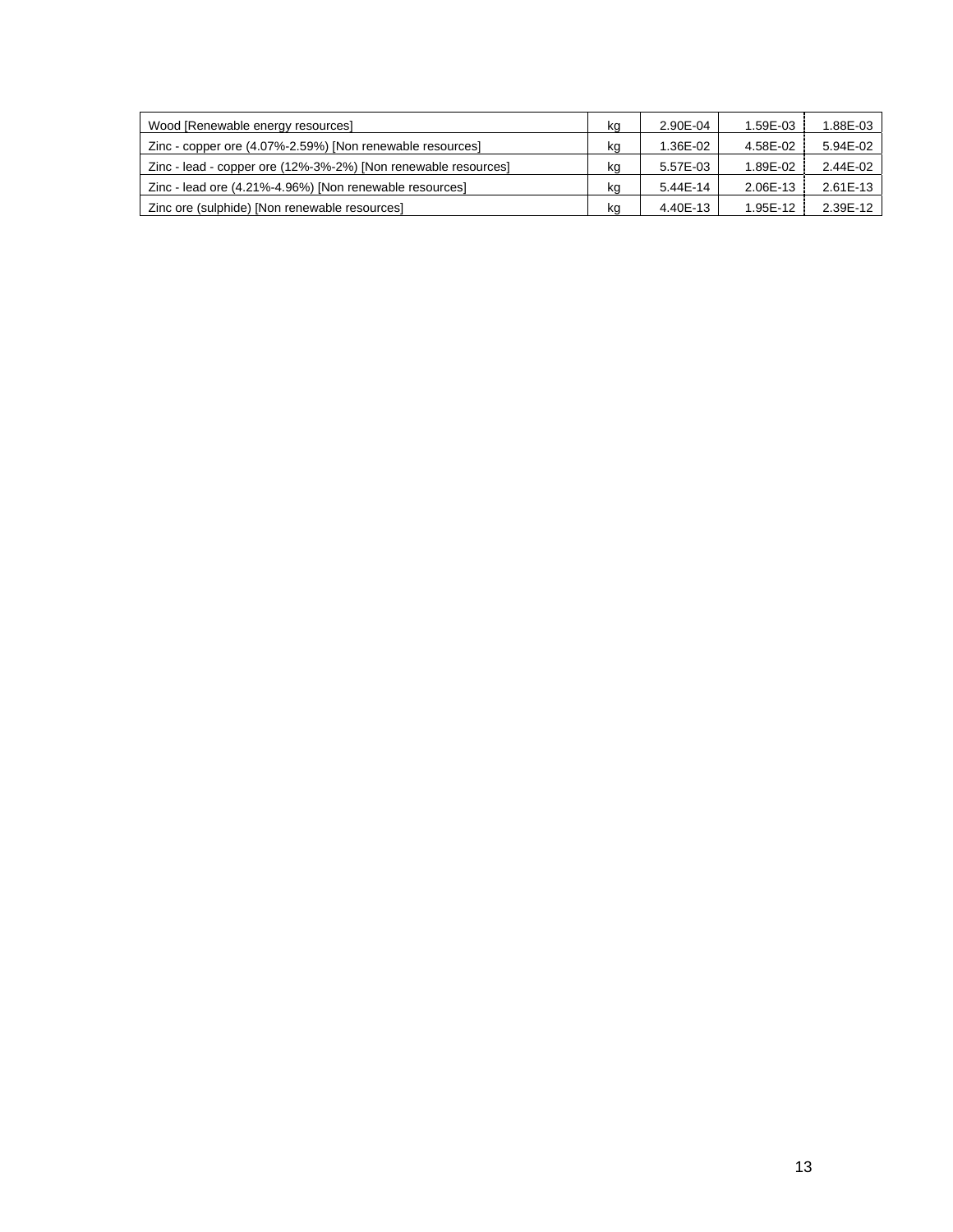| | | | | |
|---|---|---|---|---|
| Wood [Renewable energy resources] | kg | 2.90E-04 | 1.59E-03 | 1.88E-03 |
| Zinc - copper ore (4.07%-2.59%) [Non renewable resources] | kg | 1.36E-02 | 4.58E-02 | 5.94E-02 |
| Zinc - lead - copper ore (12%-3%-2%) [Non renewable resources] | kg | 5.57E-03 | 1.89E-02 | 2.44E-02 |
| Zinc - lead ore (4.21%-4.96%) [Non renewable resources] | kg | 5.44E-14 | 2.06E-13 | 2.61E-13 |
| Zinc ore (sulphide) [Non renewable resources] | kg | 4.40E-13 | 1.95E-12 | 2.39E-12 |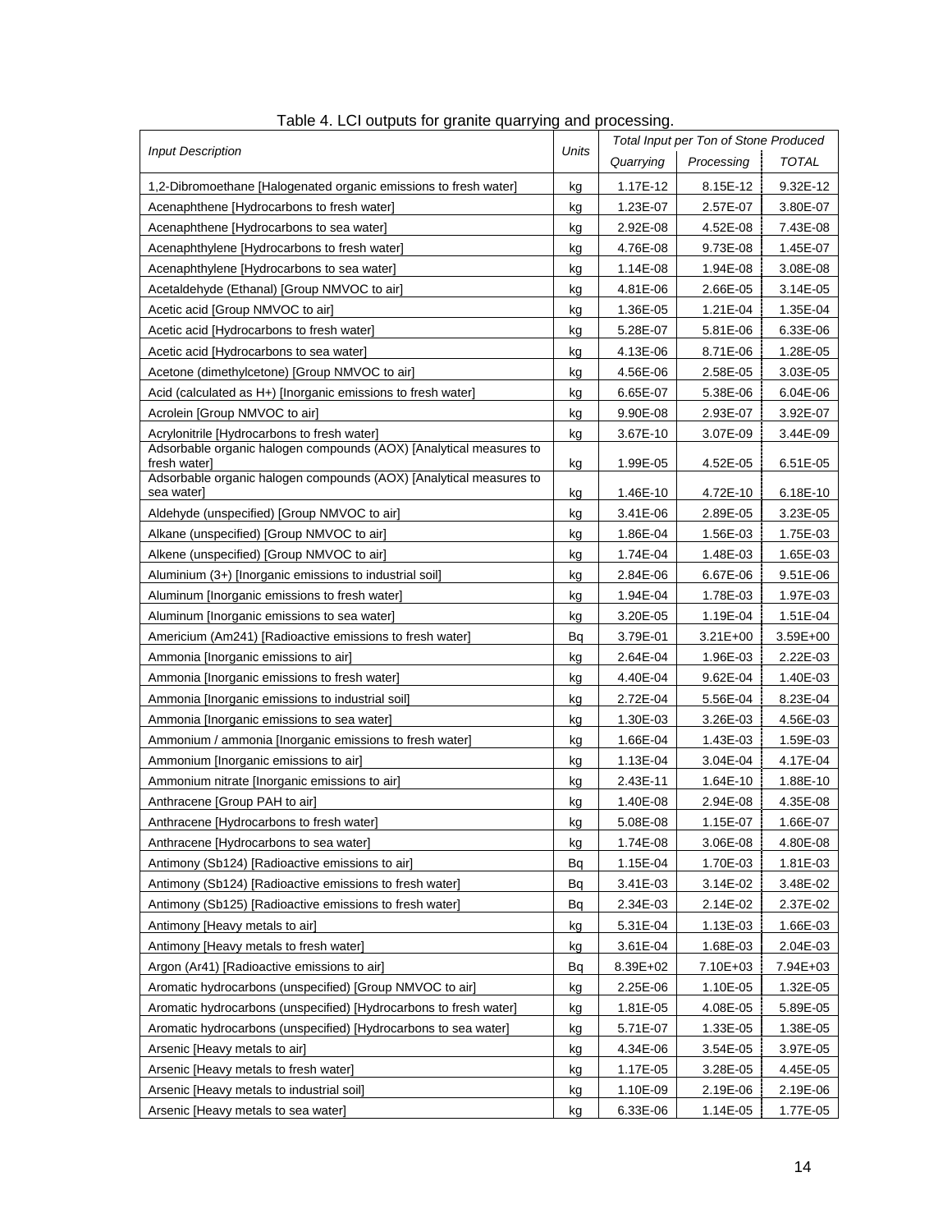Table 4. LCI outputs for granite quarrying and processing.

| *Input Description* | *Units* | *Total Input per Ton of Stone Produced* | | |
|---|---|---|---|---|
| | | *Quarrying* | *Processing* | *TOTAL* |
| 1,2-Dibromoethane [Halogenated organic emissions to fresh water] | kg | 1.17E-12 | 8.15E-12 | 9.32E-12 |
| Acenaphthene [Hydrocarbons to fresh water] | kg | 1.23E-07 | 2.57E-07 | 3.80E-07 |
| Acenaphthene [Hydrocarbons to sea water] | kg | 2.92E-08 | 4.52E-08 | 7.43E-08 |
| Acenaphthylene [Hydrocarbons to fresh water] | kg | 4.76E-08 | 9.73E-08 | 1.45E-07 |
| Acenaphthylene [Hydrocarbons to sea water] | kg | 1.14E-08 | 1.94E-08 | 3.08E-08 |
| Acetaldehyde (Ethanal) [Group NMVOC to air] | kg | 4.81E-06 | 2.66E-05 | 3.14E-05 |
| Acetic acid [Group NMVOC to air] | kg | 1.36E-05 | 1.21E-04 | 1.35E-04 |
| Acetic acid [Hydrocarbons to fresh water] | kg | 5.28E-07 | 5.81E-06 | 6.33E-06 |
| Acetic acid [Hydrocarbons to sea water] | kg | 4.13E-06 | 8.71E-06 | 1.28E-05 |
| Acetone (dimethylcetone) [Group NMVOC to air] | kg | 4.56E-06 | 2.58E-05 | 3.03E-05 |
| Acid (calculated as H+) [Inorganic emissions to fresh water] | kg | 6.65E-07 | 5.38E-06 | 6.04E-06 |
| Acrolein [Group NMVOC to air] | kg | 9.90E-08 | 2.93E-07 | 3.92E-07 |
| Acrylonitrile [Hydrocarbons to fresh water] | kg | 3.67E-10 | 3.07E-09 | 3.44E-09 |
| Adsorbable organic halogen compounds (AOX) [Analytical measures to fresh water] | kg | 1.99E-05 | 4.52E-05 | 6.51E-05 |
| Adsorbable organic halogen compounds (AOX) [Analytical measures to sea water] | kg | 1.46E-10 | 4.72E-10 | 6.18E-10 |
| Aldehyde (unspecified) [Group NMVOC to air] | kg | 3.41E-06 | 2.89E-05 | 3.23E-05 |
| Alkane (unspecified) [Group NMVOC to air] | kg | 1.86E-04 | 1.56E-03 | 1.75E-03 |
| Alkene (unspecified) [Group NMVOC to air] | kg | 1.74E-04 | 1.48E-03 | 1.65E-03 |
| Aluminium (3+) [Inorganic emissions to industrial soil] | kg | 2.84E-06 | 6.67E-06 | 9.51E-06 |
| Aluminum [Inorganic emissions to fresh water] | kg | 1.94E-04 | 1.78E-03 | 1.97E-03 |
| Aluminum [Inorganic emissions to sea water] | kg | 3.20E-05 | 1.19E-04 | 1.51E-04 |
| Americium (Am241) [Radioactive emissions to fresh water] | Bq | 3.79E-01 | 3.21E+00 | 3.59E+00 |
| Ammonia [Inorganic emissions to air] | kg | 2.64E-04 | 1.96E-03 | 2.22E-03 |
| Ammonia [Inorganic emissions to fresh water] | kg | 4.40E-04 | 9.62E-04 | 1.40E-03 |
| Ammonia [Inorganic emissions to industrial soil] | kg | 2.72E-04 | 5.56E-04 | 8.23E-04 |
| Ammonia [Inorganic emissions to sea water] | kg | 1.30E-03 | 3.26E-03 | 4.56E-03 |
| Ammonium / ammonia [Inorganic emissions to fresh water] | kg | 1.66E-04 | 1.43E-03 | 1.59E-03 |
| Ammonium [Inorganic emissions to air] | kg | 1.13E-04 | 3.04E-04 | 4.17E-04 |
| Ammonium nitrate [Inorganic emissions to air] | kg | 2.43E-11 | 1.64E-10 | 1.88E-10 |
| Anthracene [Group PAH to air] | kg | 1.40E-08 | 2.94E-08 | 4.35E-08 |
| Anthracene [Hydrocarbons to fresh water] | kg | 5.08E-08 | 1.15E-07 | 1.66E-07 |
| Anthracene [Hydrocarbons to sea water] | kg | 1.74E-08 | 3.06E-08 | 4.80E-08 |
| Antimony (Sb124) [Radioactive emissions to air] | Bq | 1.15E-04 | 1.70E-03 | 1.81E-03 |
| Antimony (Sb124) [Radioactive emissions to fresh water] | Bq | 3.41E-03 | 3.14E-02 | 3.48E-02 |
| Antimony (Sb125) [Radioactive emissions to fresh water] | Bq | 2.34E-03 | 2.14E-02 | 2.37E-02 |
| Antimony [Heavy metals to air] | kg | 5.31E-04 | 1.13E-03 | 1.66E-03 |
| Antimony [Heavy metals to fresh water] | kg | 3.61E-04 | 1.68E-03 | 2.04E-03 |
| Argon (Ar41) [Radioactive emissions to air] | Bq | 8.39E+02 | 7.10E+03 | 7.94E+03 |
| Aromatic hydrocarbons (unspecified) [Group NMVOC to air] | kg | 2.25E-06 | 1.10E-05 | 1.32E-05 |
| Aromatic hydrocarbons (unspecified) [Hydrocarbons to fresh water] | kg | 1.81E-05 | 4.08E-05 | 5.89E-05 |
| Aromatic hydrocarbons (unspecified) [Hydrocarbons to sea water] | kg | 5.71E-07 | 1.33E-05 | 1.38E-05 |
| Arsenic [Heavy metals to air] | kg | 4.34E-06 | 3.54E-05 | 3.97E-05 |
| Arsenic [Heavy metals to fresh water] | kg | 1.17E-05 | 3.28E-05 | 4.45E-05 |
| Arsenic [Heavy metals to industrial soil] | kg | 1.10E-09 | 2.19E-06 | 2.19E-06 |
| Arsenic [Heavy metals to sea water] | kg | 6.33E-06 | 1.14E-05 | 1.77E-05 |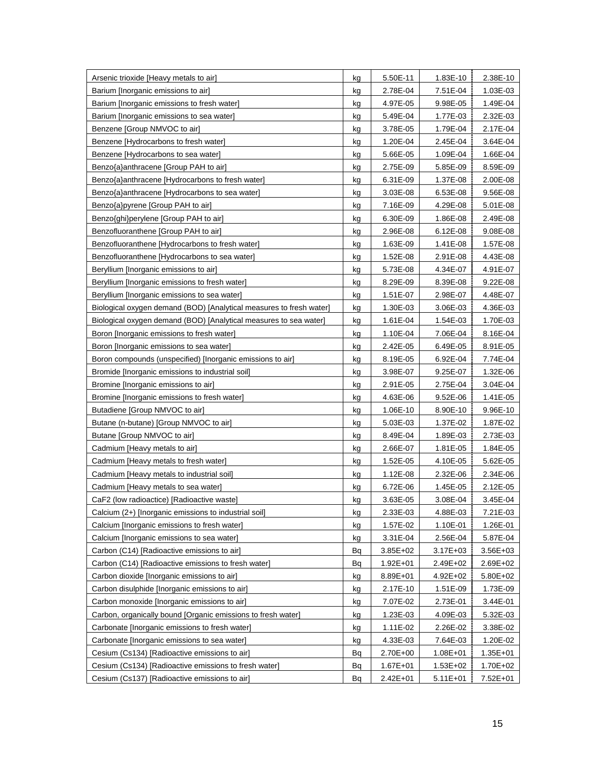| | | | | |
|---|---|---|---|---|
| Arsenic trioxide [Heavy metals to air] | kg | 5.50E-11 | 1.83E-10 | 2.38E-10 |
| Barium [Inorganic emissions to air] | kg | 2.78E-04 | 7.51E-04 | 1.03E-03 |
| Barium [Inorganic emissions to fresh water] | kg | 4.97E-05 | 9.98E-05 | 1.49E-04 |
| Barium [Inorganic emissions to sea water] | kg | 5.49E-04 | 1.77E-03 | 2.32E-03 |
| Benzene [Group NMVOC to air] | kg | 3.78E-05 | 1.79E-04 | 2.17E-04 |
| Benzene [Hydrocarbons to fresh water] | kg | 1.20E-04 | 2.45E-04 | 3.64E-04 |
| Benzene [Hydrocarbons to sea water] | kg | 5.66E-05 | 1.09E-04 | 1.66E-04 |
| Benzo{a}anthracene [Group PAH to air] | kg | 2.75E-09 | 5.85E-09 | 8.59E-09 |
| Benzo{a}anthracene [Hydrocarbons to fresh water] | kg | 6.31E-09 | 1.37E-08 | 2.00E-08 |
| Benzo{a}anthracene [Hydrocarbons to sea water] | kg | 3.03E-08 | 6.53E-08 | 9.56E-08 |
| Benzo{a}pyrene [Group PAH to air] | kg | 7.16E-09 | 4.29E-08 | 5.01E-08 |
| Benzo{ghi}perylene [Group PAH to air] | kg | 6.30E-09 | 1.86E-08 | 2.49E-08 |
| Benzofluoranthene [Group PAH to air] | kg | 2.96E-08 | 6.12E-08 | 9.08E-08 |
| Benzofluoranthene [Hydrocarbons to fresh water] | kg | 1.63E-09 | 1.41E-08 | 1.57E-08 |
| Benzofluoranthene [Hydrocarbons to sea water] | kg | 1.52E-08 | 2.91E-08 | 4.43E-08 |
| Beryllium [Inorganic emissions to air] | kg | 5.73E-08 | 4.34E-07 | 4.91E-07 |
| Beryllium [Inorganic emissions to fresh water] | kg | 8.29E-09 | 8.39E-08 | 9.22E-08 |
| Beryllium [Inorganic emissions to sea water] | kg | 1.51E-07 | 2.98E-07 | 4.48E-07 |
| Biological oxygen demand (BOD) [Analytical measures to fresh water] | kg | 1.30E-03 | 3.06E-03 | 4.36E-03 |
| Biological oxygen demand (BOD) [Analytical measures to sea water] | kg | 1.61E-04 | 1.54E-03 | 1.70E-03 |
| Boron [Inorganic emissions to fresh water] | kg | 1.10E-04 | 7.06E-04 | 8.16E-04 |
| Boron [Inorganic emissions to sea water] | kg | 2.42E-05 | 6.49E-05 | 8.91E-05 |
| Boron compounds (unspecified) [Inorganic emissions to air] | kg | 8.19E-05 | 6.92E-04 | 7.74E-04 |
| Bromide [Inorganic emissions to industrial soil] | kg | 3.98E-07 | 9.25E-07 | 1.32E-06 |
| Bromine [Inorganic emissions to air] | kg | 2.91E-05 | 2.75E-04 | 3.04E-04 |
| Bromine [Inorganic emissions to fresh water] | kg | 4.63E-06 | 9.52E-06 | 1.41E-05 |
| Butadiene [Group NMVOC to air] | kg | 1.06E-10 | 8.90E-10 | 9.96E-10 |
| Butane (n-butane) [Group NMVOC to air] | kg | 5.03E-03 | 1.37E-02 | 1.87E-02 |
| Butane [Group NMVOC to air] | kg | 8.49E-04 | 1.89E-03 | 2.73E-03 |
| Cadmium [Heavy metals to air] | kg | 2.66E-07 | 1.81E-05 | 1.84E-05 |
| Cadmium [Heavy metals to fresh water] | kg | 1.52E-05 | 4.10E-05 | 5.62E-05 |
| Cadmium [Heavy metals to industrial soil] | kg | 1.12E-08 | 2.32E-06 | 2.34E-06 |
| Cadmium [Heavy metals to sea water] | kg | 6.72E-06 | 1.45E-05 | 2.12E-05 |
| CaF2 (low radioactice) [Radioactive waste] | kg | 3.63E-05 | 3.08E-04 | 3.45E-04 |
| Calcium (2+) [Inorganic emissions to industrial soil] | kg | 2.33E-03 | 4.88E-03 | 7.21E-03 |
| Calcium [Inorganic emissions to fresh water] | kg | 1.57E-02 | 1.10E-01 | 1.26E-01 |
| Calcium [Inorganic emissions to sea water] | kg | 3.31E-04 | 2.56E-04 | 5.87E-04 |
| Carbon (C14) [Radioactive emissions to air] | Bq | 3.85E+02 | 3.17E+03 | 3.56E+03 |
| Carbon (C14) [Radioactive emissions to fresh water] | Bq | 1.92E+01 | 2.49E+02 | 2.69E+02 |
| Carbon dioxide [Inorganic emissions to air] | kg | 8.89E+01 | 4.92E+02 | 5.80E+02 |
| Carbon disulphide [Inorganic emissions to air] | kg | 2.17E-10 | 1.51E-09 | 1.73E-09 |
| Carbon monoxide [Inorganic emissions to air] | kg | 7.07E-02 | 2.73E-01 | 3.44E-01 |
| Carbon, organically bound [Organic emissions to fresh water] | kg | 1.23E-03 | 4.09E-03 | 5.32E-03 |
| Carbonate [Inorganic emissions to fresh water] | kg | 1.11E-02 | 2.26E-02 | 3.38E-02 |
| Carbonate [Inorganic emissions to sea water] | kg | 4.33E-03 | 7.64E-03 | 1.20E-02 |
| Cesium (Cs134) [Radioactive emissions to air] | Bq | 2.70E+00 | 1.08E+01 | 1.35E+01 |
| Cesium (Cs134) [Radioactive emissions to fresh water] | Bq | 1.67E+01 | 1.53E+02 | 1.70E+02 |
| Cesium (Cs137) [Radioactive emissions to air] | Bq | 2.42E+01 | 5.11E+01 | 7.52E+01 |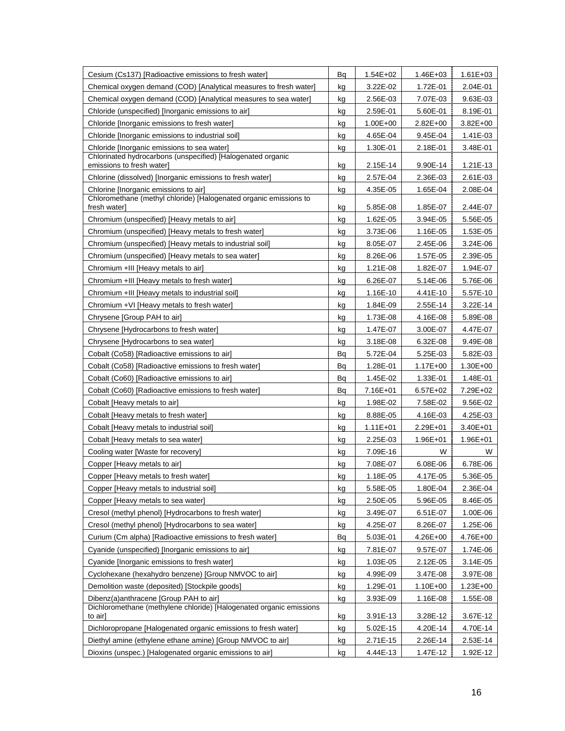| | | | | |
|---|---|---|---|---|
| Cesium (Cs137) [Radioactive emissions to fresh water] | Bq | 1.54E+02 | 1.46E+03 | 1.61E+03 |
| Chemical oxygen demand (COD) [Analytical measures to fresh water] | kg | 3.22E-02 | 1.72E-01 | 2.04E-01 |
| Chemical oxygen demand (COD) [Analytical measures to sea water] | kg | 2.56E-03 | 7.07E-03 | 9.63E-03 |
| Chloride (unspecified) [Inorganic emissions to air] | kg | 2.59E-01 | 5.60E-01 | 8.19E-01 |
| Chloride [Inorganic emissions to fresh water] | kg | 1.00E+00 | 2.82E+00 | 3.82E+00 |
| Chloride [Inorganic emissions to industrial soil] | kg | 4.65E-04 | 9.45E-04 | 1.41E-03 |
| Chloride [Inorganic emissions to sea water] | kg | 1.30E-01 | 2.18E-01 | 3.48E-01 |
| Chlorinated hydrocarbons (unspecified) [Halogenated organic emissions to fresh water] | kg | 2.15E-14 | 9.90E-14 | 1.21E-13 |
| Chlorine (dissolved) [Inorganic emissions to fresh water] | kg | 2.57E-04 | 2.36E-03 | 2.61E-03 |
| Chlorine [Inorganic emissions to air] | kg | 4.35E-05 | 1.65E-04 | 2.08E-04 |
| Chloromethane (methyl chloride) [Halogenated organic emissions to fresh water] | kg | 5.85E-08 | 1.85E-07 | 2.44E-07 |
| Chromium (unspecified) [Heavy metals to air] | kg | 1.62E-05 | 3.94E-05 | 5.56E-05 |
| Chromium (unspecified) [Heavy metals to fresh water] | kg | 3.73E-06 | 1.16E-05 | 1.53E-05 |
| Chromium (unspecified) [Heavy metals to industrial soil] | kg | 8.05E-07 | 2.45E-06 | 3.24E-06 |
| Chromium (unspecified) [Heavy metals to sea water] | kg | 8.26E-06 | 1.57E-05 | 2.39E-05 |
| Chromium +III [Heavy metals to air] | kg | 1.21E-08 | 1.82E-07 | 1.94E-07 |
| Chromium +III [Heavy metals to fresh water] | kg | 6.26E-07 | 5.14E-06 | 5.76E-06 |
| Chromium +III [Heavy metals to industrial soil] | kg | 1.16E-10 | 4.41E-10 | 5.57E-10 |
| Chromium +VI [Heavy metals to fresh water] | kg | 1.84E-09 | 2.55E-14 | 3.22E-14 |
| Chrysene [Group PAH to air] | kg | 1.73E-08 | 4.16E-08 | 5.89E-08 |
| Chrysene [Hydrocarbons to fresh water] | kg | 1.47E-07 | 3.00E-07 | 4.47E-07 |
| Chrysene [Hydrocarbons to sea water] | kg | 3.18E-08 | 6.32E-08 | 9.49E-08 |
| Cobalt (Co58) [Radioactive emissions to air] | Bq | 5.72E-04 | 5.25E-03 | 5.82E-03 |
| Cobalt (Co58) [Radioactive emissions to fresh water] | Bq | 1.28E-01 | 1.17E+00 | 1.30E+00 |
| Cobalt (Co60) [Radioactive emissions to air] | Bq | 1.45E-02 | 1.33E-01 | 1.48E-01 |
| Cobalt (Co60) [Radioactive emissions to fresh water] | Bq | 7.16E+01 | 6.57E+02 | 7.29E+02 |
| Cobalt [Heavy metals to air] | kg | 1.98E-02 | 7.58E-02 | 9.56E-02 |
| Cobalt [Heavy metals to fresh water] | kg | 8.88E-05 | 4.16E-03 | 4.25E-03 |
| Cobalt [Heavy metals to industrial soil] | kg | 1.11E+01 | 2.29E+01 | 3.40E+01 |
| Cobalt [Heavy metals to sea water] | kg | 2.25E-03 | 1.96E+01 | 1.96E+01 |
| Cooling water [Waste for recovery] | kg | 7.09E-16 | W | W |
| Copper [Heavy metals to air] | kg | 7.08E-07 | 6.08E-06 | 6.78E-06 |
| Copper [Heavy metals to fresh water] | kg | 1.18E-05 | 4.17E-05 | 5.36E-05 |
| Copper [Heavy metals to industrial soil] | kg | 5.58E-05 | 1.80E-04 | 2.36E-04 |
| Copper [Heavy metals to sea water] | kg | 2.50E-05 | 5.96E-05 | 8.46E-05 |
| Cresol (methyl phenol) [Hydrocarbons to fresh water] | kg | 3.49E-07 | 6.51E-07 | 1.00E-06 |
| Cresol (methyl phenol) [Hydrocarbons to sea water] | kg | 4.25E-07 | 8.26E-07 | 1.25E-06 |
| Curium (Cm alpha) [Radioactive emissions to fresh water] | Bq | 5.03E-01 | 4.26E+00 | 4.76E+00 |
| Cyanide (unspecified) [Inorganic emissions to air] | kg | 7.81E-07 | 9.57E-07 | 1.74E-06 |
| Cyanide [Inorganic emissions to fresh water] | kg | 1.03E-05 | 2.12E-05 | 3.14E-05 |
| Cyclohexane (hexahydro benzene) [Group NMVOC to air] | kg | 4.99E-09 | 3.47E-08 | 3.97E-08 |
| Demolition waste (deposited) [Stockpile goods] | kg | 1.29E-01 | 1.10E+00 | 1.23E+00 |
| Dibenz(a)anthracene [Group PAH to air] | kg | 3.93E-09 | 1.16E-08 | 1.55E-08 |
| Dichloromethane (methylene chloride) [Halogenated organic emissions to air] | kg | 3.91E-13 | 3.28E-12 | 3.67E-12 |
| Dichloropropane [Halogenated organic emissions to fresh water] | kg | 5.02E-15 | 4.20E-14 | 4.70E-14 |
| Diethyl amine (ethylene ethane amine) [Group NMVOC to air] | kg | 2.71E-15 | 2.26E-14 | 2.53E-14 |
| Dioxins (unspec.) [Halogenated organic emissions to air] | kg | 4.44E-13 | 1.47E-12 | 1.92E-12 |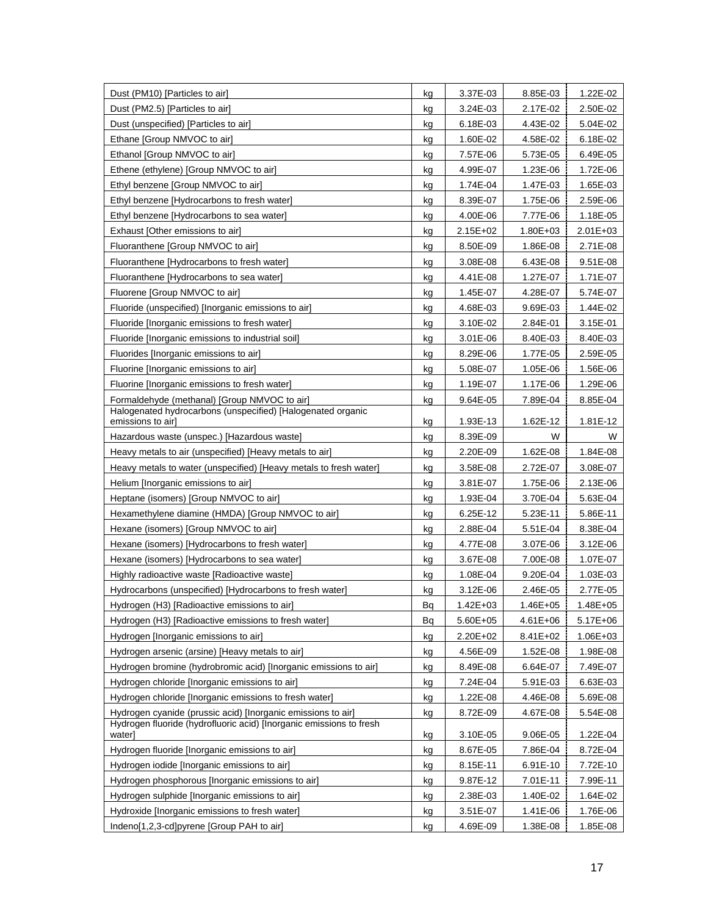| | | | | |
|---|---|---|---|---|
| Dust (PM10) [Particles to air] | kg | 3.37E-03 | 8.85E-03 | 1.22E-02 |
| Dust (PM2.5) [Particles to air] | kg | 3.24E-03 | 2.17E-02 | 2.50E-02 |
| Dust (unspecified) [Particles to air] | kg | 6.18E-03 | 4.43E-02 | 5.04E-02 |
| Ethane [Group NMVOC to air] | kg | 1.60E-02 | 4.58E-02 | 6.18E-02 |
| Ethanol [Group NMVOC to air] | kg | 7.57E-06 | 5.73E-05 | 6.49E-05 |
| Ethene (ethylene) [Group NMVOC to air] | kg | 4.99E-07 | 1.23E-06 | 1.72E-06 |
| Ethyl benzene [Group NMVOC to air] | kg | 1.74E-04 | 1.47E-03 | 1.65E-03 |
| Ethyl benzene [Hydrocarbons to fresh water] | kg | 8.39E-07 | 1.75E-06 | 2.59E-06 |
| Ethyl benzene [Hydrocarbons to sea water] | kg | 4.00E-06 | 7.77E-06 | 1.18E-05 |
| Exhaust [Other emissions to air] | kg | 2.15E+02 | 1.80E+03 | 2.01E+03 |
| Fluoranthene [Group NMVOC to air] | kg | 8.50E-09 | 1.86E-08 | 2.71E-08 |
| Fluoranthene [Hydrocarbons to fresh water] | kg | 3.08E-08 | 6.43E-08 | 9.51E-08 |
| Fluoranthene [Hydrocarbons to sea water] | kg | 4.41E-08 | 1.27E-07 | 1.71E-07 |
| Fluorene [Group NMVOC to air] | kg | 1.45E-07 | 4.28E-07 | 5.74E-07 |
| Fluoride (unspecified) [Inorganic emissions to air] | kg | 4.68E-03 | 9.69E-03 | 1.44E-02 |
| Fluoride [Inorganic emissions to fresh water] | kg | 3.10E-02 | 2.84E-01 | 3.15E-01 |
| Fluoride [Inorganic emissions to industrial soil] | kg | 3.01E-06 | 8.40E-03 | 8.40E-03 |
| Fluorides [Inorganic emissions to air] | kg | 8.29E-06 | 1.77E-05 | 2.59E-05 |
| Fluorine [Inorganic emissions to air] | kg | 5.08E-07 | 1.05E-06 | 1.56E-06 |
| Fluorine [Inorganic emissions to fresh water] | kg | 1.19E-07 | 1.17E-06 | 1.29E-06 |
| Formaldehyde (methanal) [Group NMVOC to air] | kg | 9.64E-05 | 7.89E-04 | 8.85E-04 |
| Halogenated hydrocarbons (unspecified) [Halogenated organic emissions to air] | kg | 1.93E-13 | 1.62E-12 | 1.81E-12 |
| Hazardous waste (unspec.) [Hazardous waste] | kg | 8.39E-09 | W | W |
| Heavy metals to air (unspecified) [Heavy metals to air] | kg | 2.20E-09 | 1.62E-08 | 1.84E-08 |
| Heavy metals to water (unspecified) [Heavy metals to fresh water] | kg | 3.58E-08 | 2.72E-07 | 3.08E-07 |
| Helium [Inorganic emissions to air] | kg | 3.81E-07 | 1.75E-06 | 2.13E-06 |
| Heptane (isomers) [Group NMVOC to air] | kg | 1.93E-04 | 3.70E-04 | 5.63E-04 |
| Hexamethylene diamine (HMDA) [Group NMVOC to air] | kg | 6.25E-12 | 5.23E-11 | 5.86E-11 |
| Hexane (isomers) [Group NMVOC to air] | kg | 2.88E-04 | 5.51E-04 | 8.38E-04 |
| Hexane (isomers) [Hydrocarbons to fresh water] | kg | 4.77E-08 | 3.07E-06 | 3.12E-06 |
| Hexane (isomers) [Hydrocarbons to sea water] | kg | 3.67E-08 | 7.00E-08 | 1.07E-07 |
| Highly radioactive waste [Radioactive waste] | kg | 1.08E-04 | 9.20E-04 | 1.03E-03 |
| Hydrocarbons (unspecified) [Hydrocarbons to fresh water] | kg | 3.12E-06 | 2.46E-05 | 2.77E-05 |
| Hydrogen (H3) [Radioactive emissions to air] | Bq | 1.42E+03 | 1.46E+05 | 1.48E+05 |
| Hydrogen (H3) [Radioactive emissions to fresh water] | Bq | 5.60E+05 | 4.61E+06 | 5.17E+06 |
| Hydrogen [Inorganic emissions to air] | kg | 2.20E+02 | 8.41E+02 | 1.06E+03 |
| Hydrogen arsenic (arsine) [Heavy metals to air] | kg | 4.56E-09 | 1.52E-08 | 1.98E-08 |
| Hydrogen bromine (hydrobromic acid) [Inorganic emissions to air] | kg | 8.49E-08 | 6.64E-07 | 7.49E-07 |
| Hydrogen chloride [Inorganic emissions to air] | kg | 7.24E-04 | 5.91E-03 | 6.63E-03 |
| Hydrogen chloride [Inorganic emissions to fresh water] | kg | 1.22E-08 | 4.46E-08 | 5.69E-08 |
| Hydrogen cyanide (prussic acid) [Inorganic emissions to air] | kg | 8.72E-09 | 4.67E-08 | 5.54E-08 |
| Hydrogen fluoride (hydrofluoric acid) [Inorganic emissions to fresh water] | kg | 3.10E-05 | 9.06E-05 | 1.22E-04 |
| Hydrogen fluoride [Inorganic emissions to air] | kg | 8.67E-05 | 7.86E-04 | 8.72E-04 |
| Hydrogen iodide [Inorganic emissions to air] | kg | 8.15E-11 | 6.91E-10 | 7.72E-10 |
| Hydrogen phosphorous [Inorganic emissions to air] | kg | 9.87E-12 | 7.01E-11 | 7.99E-11 |
| Hydrogen sulphide [Inorganic emissions to air] | kg | 2.38E-03 | 1.40E-02 | 1.64E-02 |
| Hydroxide [Inorganic emissions to fresh water] | kg | 3.51E-07 | 1.41E-06 | 1.76E-06 |
| Indeno[1,2,3-cd]pyrene [Group PAH to air] | kg | 4.69E-09 | 1.38E-08 | 1.85E-08 |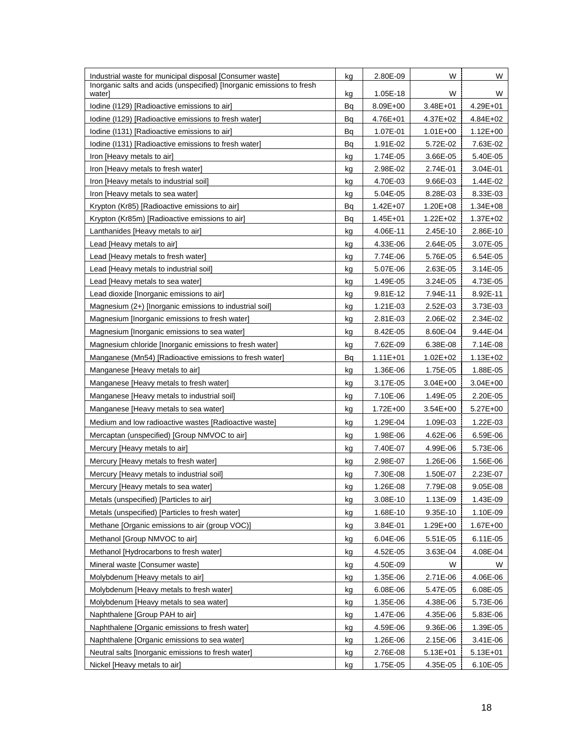| Industrial waste for municipal disposal [Consumer waste] | kg | 2.80E-09 | W | W |
|---|---|---|---|---|
| Inorganic salts and acids (unspecified) [Inorganic emissions to fresh water] | kg | 1.05E-18 | W | W |
| Iodine (I129) [Radioactive emissions to air] | Bq | 8.09E+00 | 3.48E+01 | 4.29E+01 |
| Iodine (I129) [Radioactive emissions to fresh water] | Bq | 4.76E+01 | 4.37E+02 | 4.84E+02 |
| Iodine (I131) [Radioactive emissions to air] | Bq | 1.07E-01 | 1.01E+00 | 1.12E+00 |
| Iodine (I131) [Radioactive emissions to fresh water] | Bq | 1.91E-02 | 5.72E-02 | 7.63E-02 |
| Iron [Heavy metals to air] | kg | 1.74E-05 | 3.66E-05 | 5.40E-05 |
| Iron [Heavy metals to fresh water] | kg | 2.98E-02 | 2.74E-01 | 3.04E-01 |
| Iron [Heavy metals to industrial soil] | kg | 4.70E-03 | 9.66E-03 | 1.44E-02 |
| Iron [Heavy metals to sea water] | kg | 5.04E-05 | 8.28E-03 | 8.33E-03 |
| Krypton (Kr85) [Radioactive emissions to air] | Bq | 1.42E+07 | 1.20E+08 | 1.34E+08 |
| Krypton (Kr85m) [Radioactive emissions to air] | Bq | 1.45E+01 | 1.22E+02 | 1.37E+02 |
| Lanthanides [Heavy metals to air] | kg | 4.06E-11 | 2.45E-10 | 2.86E-10 |
| Lead [Heavy metals to air] | kg | 4.33E-06 | 2.64E-05 | 3.07E-05 |
| Lead [Heavy metals to fresh water] | kg | 7.74E-06 | 5.76E-05 | 6.54E-05 |
| Lead [Heavy metals to industrial soil] | kg | 5.07E-06 | 2.63E-05 | 3.14E-05 |
| Lead [Heavy metals to sea water] | kg | 1.49E-05 | 3.24E-05 | 4.73E-05 |
| Lead dioxide [Inorganic emissions to air] | kg | 9.81E-12 | 7.94E-11 | 8.92E-11 |
| Magnesium (2+) [Inorganic emissions to industrial soil] | kg | 1.21E-03 | 2.52E-03 | 3.73E-03 |
| Magnesium [Inorganic emissions to fresh water] | kg | 2.81E-03 | 2.06E-02 | 2.34E-02 |
| Magnesium [Inorganic emissions to sea water] | kg | 8.42E-05 | 8.60E-04 | 9.44E-04 |
| Magnesium chloride [Inorganic emissions to fresh water] | kg | 7.62E-09 | 6.38E-08 | 7.14E-08 |
| Manganese (Mn54) [Radioactive emissions to fresh water] | Bq | 1.11E+01 | 1.02E+02 | 1.13E+02 |
| Manganese [Heavy metals to air] | kg | 1.36E-06 | 1.75E-05 | 1.88E-05 |
| Manganese [Heavy metals to fresh water] | kg | 3.17E-05 | 3.04E+00 | 3.04E+00 |
| Manganese [Heavy metals to industrial soil] | kg | 7.10E-06 | 1.49E-05 | 2.20E-05 |
| Manganese [Heavy metals to sea water] | kg | 1.72E+00 | 3.54E+00 | 5.27E+00 |
| Medium and low radioactive wastes [Radioactive waste] | kg | 1.29E-04 | 1.09E-03 | 1.22E-03 |
| Mercaptan (unspecified) [Group NMVOC to air] | kg | 1.98E-06 | 4.62E-06 | 6.59E-06 |
| Mercury [Heavy metals to air] | kg | 7.40E-07 | 4.99E-06 | 5.73E-06 |
| Mercury [Heavy metals to fresh water] | kg | 2.98E-07 | 1.26E-06 | 1.56E-06 |
| Mercury [Heavy metals to industrial soil] | kg | 7.30E-08 | 1.50E-07 | 2.23E-07 |
| Mercury [Heavy metals to sea water] | kg | 1.26E-08 | 7.79E-08 | 9.05E-08 |
| Metals (unspecified) [Particles to air] | kg | 3.08E-10 | 1.13E-09 | 1.43E-09 |
| Metals (unspecified) [Particles to fresh water] | kg | 1.68E-10 | 9.35E-10 | 1.10E-09 |
| Methane [Organic emissions to air (group VOC)] | kg | 3.84E-01 | 1.29E+00 | 1.67E+00 |
| Methanol [Group NMVOC to air] | kg | 6.04E-06 | 5.51E-05 | 6.11E-05 |
| Methanol [Hydrocarbons to fresh water] | kg | 4.52E-05 | 3.63E-04 | 4.08E-04 |
| Mineral waste [Consumer waste] | kg | 4.50E-09 | W | W |
| Molybdenum [Heavy metals to air] | kg | 1.35E-06 | 2.71E-06 | 4.06E-06 |
| Molybdenum [Heavy metals to fresh water] | kg | 6.08E-06 | 5.47E-05 | 6.08E-05 |
| Molybdenum [Heavy metals to sea water] | kg | 1.35E-06 | 4.38E-06 | 5.73E-06 |
| Naphthalene [Group PAH to air] | kg | 1.47E-06 | 4.35E-06 | 5.83E-06 |
| Naphthalene [Organic emissions to fresh water] | kg | 4.59E-06 | 9.36E-06 | 1.39E-05 |
| Naphthalene [Organic emissions to sea water] | kg | 1.26E-06 | 2.15E-06 | 3.41E-06 |
| Neutral salts [Inorganic emissions to fresh water] | kg | 2.76E-08 | 5.13E+01 | 5.13E+01 |
| Nickel [Heavy metals to air] | kg | 1.75E-05 | 4.35E-05 | 6.10E-05 |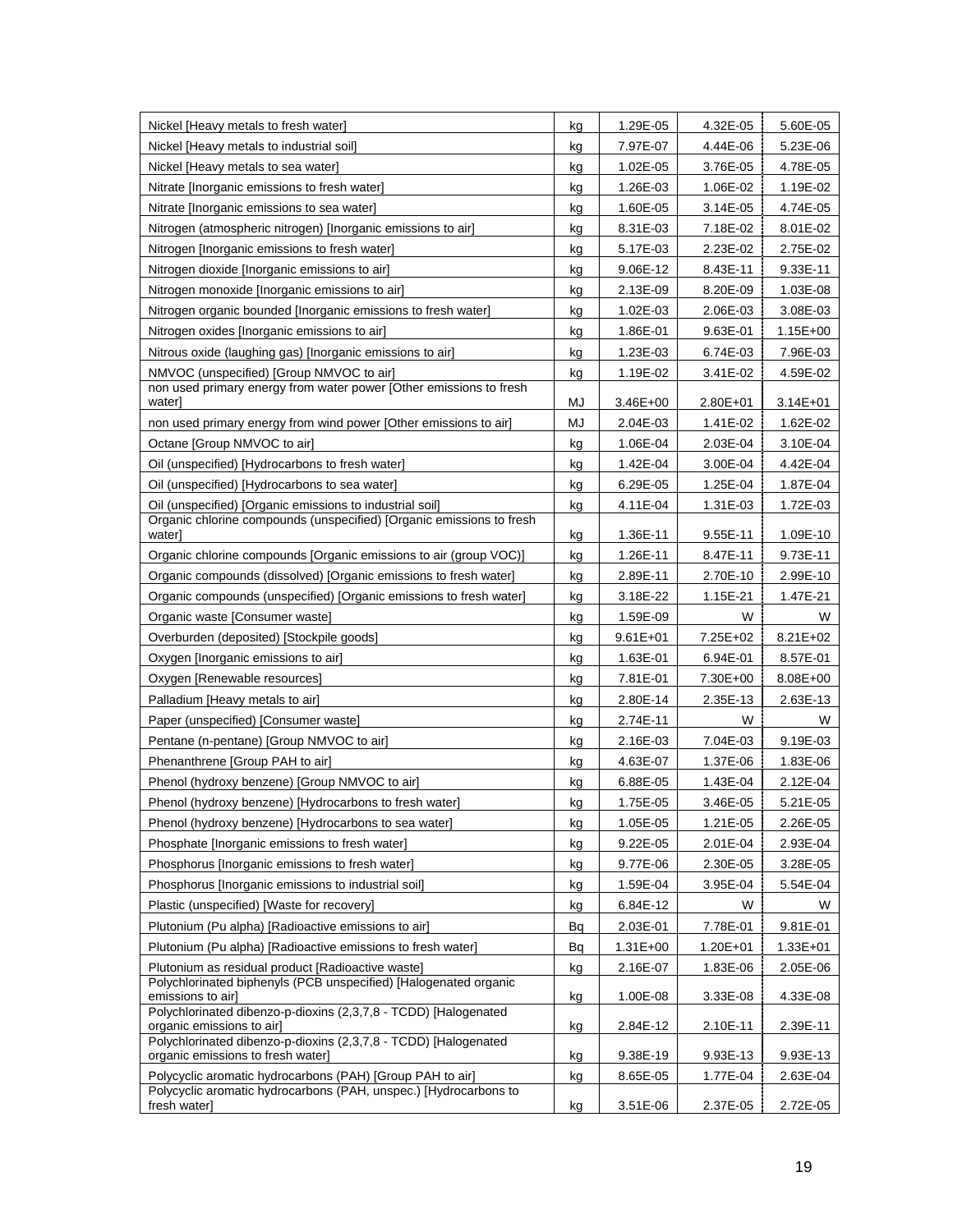| | | | | |
|---|---|---|---|---|
| Nickel [Heavy metals to fresh water] | kg | 1.29E-05 | 4.32E-05 | 5.60E-05 |
| Nickel [Heavy metals to industrial soil] | kg | 7.97E-07 | 4.44E-06 | 5.23E-06 |
| Nickel [Heavy metals to sea water] | kg | 1.02E-05 | 3.76E-05 | 4.78E-05 |
| Nitrate [Inorganic emissions to fresh water] | kg | 1.26E-03 | 1.06E-02 | 1.19E-02 |
| Nitrate [Inorganic emissions to sea water] | kg | 1.60E-05 | 3.14E-05 | 4.74E-05 |
| Nitrogen (atmospheric nitrogen) [Inorganic emissions to air] | kg | 8.31E-03 | 7.18E-02 | 8.01E-02 |
| Nitrogen [Inorganic emissions to fresh water] | kg | 5.17E-03 | 2.23E-02 | 2.75E-02 |
| Nitrogen dioxide [Inorganic emissions to air] | kg | 9.06E-12 | 8.43E-11 | 9.33E-11 |
| Nitrogen monoxide [Inorganic emissions to air] | kg | 2.13E-09 | 8.20E-09 | 1.03E-08 |
| Nitrogen organic bounded [Inorganic emissions to fresh water] | kg | 1.02E-03 | 2.06E-03 | 3.08E-03 |
| Nitrogen oxides [Inorganic emissions to air] | kg | 1.86E-01 | 9.63E-01 | 1.15E+00 |
| Nitrous oxide (laughing gas) [Inorganic emissions to air] | kg | 1.23E-03 | 6.74E-03 | 7.96E-03 |
| NMVOC (unspecified) [Group NMVOC to air] | kg | 1.19E-02 | 3.41E-02 | 4.59E-02 |
| non used primary energy from water power [Other emissions to fresh water] | MJ | 3.46E+00 | 2.80E+01 | 3.14E+01 |
| non used primary energy from wind power [Other emissions to air] | MJ | 2.04E-03 | 1.41E-02 | 1.62E-02 |
| Octane [Group NMVOC to air] | kg | 1.06E-04 | 2.03E-04 | 3.10E-04 |
| Oil (unspecified) [Hydrocarbons to fresh water] | kg | 1.42E-04 | 3.00E-04 | 4.42E-04 |
| Oil (unspecified) [Hydrocarbons to sea water] | kg | 6.29E-05 | 1.25E-04 | 1.87E-04 |
| Oil (unspecified) [Organic emissions to industrial soil] | kg | 4.11E-04 | 1.31E-03 | 1.72E-03 |
| Organic chlorine compounds (unspecified) [Organic emissions to fresh water] | kg | 1.36E-11 | 9.55E-11 | 1.09E-10 |
| Organic chlorine compounds [Organic emissions to air (group VOC)] | kg | 1.26E-11 | 8.47E-11 | 9.73E-11 |
| Organic compounds (dissolved) [Organic emissions to fresh water] | kg | 2.89E-11 | 2.70E-10 | 2.99E-10 |
| Organic compounds (unspecified) [Organic emissions to fresh water] | kg | 3.18E-22 | 1.15E-21 | 1.47E-21 |
| Organic waste [Consumer waste] | kg | 1.59E-09 | W | W |
| Overburden (deposited) [Stockpile goods] | kg | 9.61E+01 | 7.25E+02 | 8.21E+02 |
| Oxygen [Inorganic emissions to air] | kg | 1.63E-01 | 6.94E-01 | 8.57E-01 |
| Oxygen [Renewable resources] | kg | 7.81E-01 | 7.30E+00 | 8.08E+00 |
| Palladium [Heavy metals to air] | kg | 2.80E-14 | 2.35E-13 | 2.63E-13 |
| Paper (unspecified) [Consumer waste] | kg | 2.74E-11 | W | W |
| Pentane (n-pentane) [Group NMVOC to air] | kg | 2.16E-03 | 7.04E-03 | 9.19E-03 |
| Phenanthrene [Group PAH to air] | kg | 4.63E-07 | 1.37E-06 | 1.83E-06 |
| Phenol (hydroxy benzene) [Group NMVOC to air] | kg | 6.88E-05 | 1.43E-04 | 2.12E-04 |
| Phenol (hydroxy benzene) [Hydrocarbons to fresh water] | kg | 1.75E-05 | 3.46E-05 | 5.21E-05 |
| Phenol (hydroxy benzene) [Hydrocarbons to sea water] | kg | 1.05E-05 | 1.21E-05 | 2.26E-05 |
| Phosphate [Inorganic emissions to fresh water] | kg | 9.22E-05 | 2.01E-04 | 2.93E-04 |
| Phosphorus [Inorganic emissions to fresh water] | kg | 9.77E-06 | 2.30E-05 | 3.28E-05 |
| Phosphorus [Inorganic emissions to industrial soil] | kg | 1.59E-04 | 3.95E-04 | 5.54E-04 |
| Plastic (unspecified) [Waste for recovery] | kg | 6.84E-12 | W | W |
| Plutonium (Pu alpha) [Radioactive emissions to air] | Bq | 2.03E-01 | 7.78E-01 | 9.81E-01 |
| Plutonium (Pu alpha) [Radioactive emissions to fresh water] | Bq | 1.31E+00 | 1.20E+01 | 1.33E+01 |
| Plutonium as residual product [Radioactive waste] | kg | 2.16E-07 | 1.83E-06 | 2.05E-06 |
| Polychlorinated biphenyls (PCB unspecified) [Halogenated organic emissions to air] | kg | 1.00E-08 | 3.33E-08 | 4.33E-08 |
| Polychlorinated dibenzo-p-dioxins (2,3,7,8 - TCDD) [Halogenated organic emissions to air] | kg | 2.84E-12 | 2.10E-11 | 2.39E-11 |
| Polychlorinated dibenzo-p-dioxins (2,3,7,8 - TCDD) [Halogenated organic emissions to fresh water] | kg | 9.38E-19 | 9.93E-13 | 9.93E-13 |
| Polycyclic aromatic hydrocarbons (PAH) [Group PAH to air] | kg | 8.65E-05 | 1.77E-04 | 2.63E-04 |
| Polycyclic aromatic hydrocarbons (PAH, unspec.) [Hydrocarbons to fresh water] | kg | 3.51E-06 | 2.37E-05 | 2.72E-05 |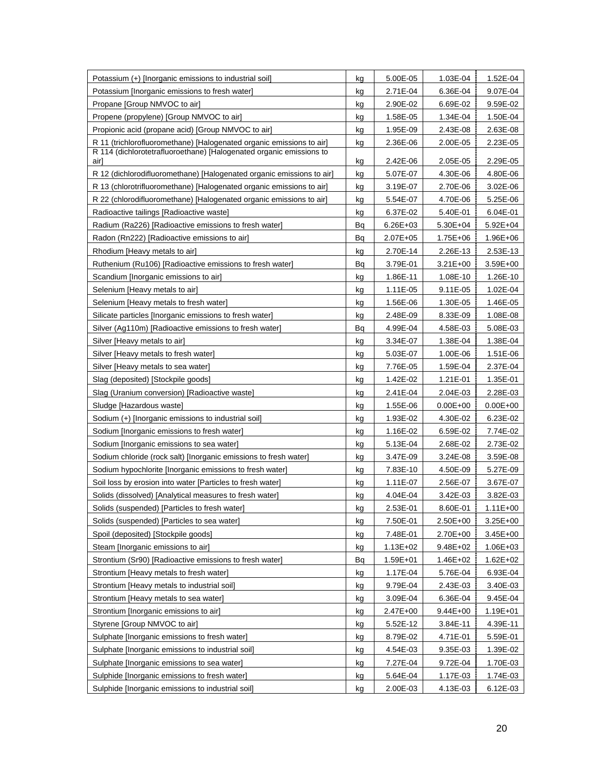| | | | | |
|---|---|---|---|---|
| Potassium (+) [Inorganic emissions to industrial soil] | kg | 5.00E-05 | 1.03E-04 | 1.52E-04 |
| Potassium [Inorganic emissions to fresh water] | kg | 2.71E-04 | 6.36E-04 | 9.07E-04 |
| Propane [Group NMVOC to air] | kg | 2.90E-02 | 6.69E-02 | 9.59E-02 |
| Propene (propylene) [Group NMVOC to air] | kg | 1.58E-05 | 1.34E-04 | 1.50E-04 |
| Propionic acid (propane acid) [Group NMVOC to air] | kg | 1.95E-09 | 2.43E-08 | 2.63E-08 |
| R 11 (trichlorofluoromethane) [Halogenated organic emissions to air] | kg | 2.36E-06 | 2.00E-05 | 2.23E-05 |
| R 114 (dichlorotetrafluoroethane) [Halogenated organic emissions to air] | kg | 2.42E-06 | 2.05E-05 | 2.29E-05 |
| R 12 (dichlorodifluoromethane) [Halogenated organic emissions to air] | kg | 5.07E-07 | 4.30E-06 | 4.80E-06 |
| R 13 (chlorotrifluoromethane) [Halogenated organic emissions to air] | kg | 3.19E-07 | 2.70E-06 | 3.02E-06 |
| R 22 (chlorodifluoromethane) [Halogenated organic emissions to air] | kg | 5.54E-07 | 4.70E-06 | 5.25E-06 |
| Radioactive tailings [Radioactive waste] | kg | 6.37E-02 | 5.40E-01 | 6.04E-01 |
| Radium (Ra226) [Radioactive emissions to fresh water] | Bq | 6.26E+03 | 5.30E+04 | 5.92E+04 |
| Radon (Rn222) [Radioactive emissions to air] | Bq | 2.07E+05 | 1.75E+06 | 1.96E+06 |
| Rhodium [Heavy metals to air] | kg | 2.70E-14 | 2.26E-13 | 2.53E-13 |
| Ruthenium (Ru106) [Radioactive emissions to fresh water] | Bq | 3.79E-01 | 3.21E+00 | 3.59E+00 |
| Scandium [Inorganic emissions to air] | kg | 1.86E-11 | 1.08E-10 | 1.26E-10 |
| Selenium [Heavy metals to air] | kg | 1.11E-05 | 9.11E-05 | 1.02E-04 |
| Selenium [Heavy metals to fresh water] | kg | 1.56E-06 | 1.30E-05 | 1.46E-05 |
| Silicate particles [Inorganic emissions to fresh water] | kg | 2.48E-09 | 8.33E-09 | 1.08E-08 |
| Silver (Ag110m) [Radioactive emissions to fresh water] | Bq | 4.99E-04 | 4.58E-03 | 5.08E-03 |
| Silver [Heavy metals to air] | kg | 3.34E-07 | 1.38E-04 | 1.38E-04 |
| Silver [Heavy metals to fresh water] | kg | 5.03E-07 | 1.00E-06 | 1.51E-06 |
| Silver [Heavy metals to sea water] | kg | 7.76E-05 | 1.59E-04 | 2.37E-04 |
| Slag (deposited) [Stockpile goods] | kg | 1.42E-02 | 1.21E-01 | 1.35E-01 |
| Slag (Uranium conversion) [Radioactive waste] | kg | 2.41E-04 | 2.04E-03 | 2.28E-03 |
| Sludge [Hazardous waste] | kg | 1.55E-06 | 0.00E+00 | 0.00E+00 |
| Sodium (+) [Inorganic emissions to industrial soil] | kg | 1.93E-02 | 4.30E-02 | 6.23E-02 |
| Sodium [Inorganic emissions to fresh water] | kg | 1.16E-02 | 6.59E-02 | 7.74E-02 |
| Sodium [Inorganic emissions to sea water] | kg | 5.13E-04 | 2.68E-02 | 2.73E-02 |
| Sodium chloride (rock salt) [Inorganic emissions to fresh water] | kg | 3.47E-09 | 3.24E-08 | 3.59E-08 |
| Sodium hypochlorite [Inorganic emissions to fresh water] | kg | 7.83E-10 | 4.50E-09 | 5.27E-09 |
| Soil loss by erosion into water [Particles to fresh water] | kg | 1.11E-07 | 2.56E-07 | 3.67E-07 |
| Solids (dissolved) [Analytical measures to fresh water] | kg | 4.04E-04 | 3.42E-03 | 3.82E-03 |
| Solids (suspended) [Particles to fresh water] | kg | 2.53E-01 | 8.60E-01 | 1.11E+00 |
| Solids (suspended) [Particles to sea water] | kg | 7.50E-01 | 2.50E+00 | 3.25E+00 |
| Spoil (deposited) [Stockpile goods] | kg | 7.48E-01 | 2.70E+00 | 3.45E+00 |
| Steam [Inorganic emissions to air] | kg | 1.13E+02 | 9.48E+02 | 1.06E+03 |
| Strontium (Sr90) [Radioactive emissions to fresh water] | Bq | 1.59E+01 | 1.46E+02 | 1.62E+02 |
| Strontium [Heavy metals to fresh water] | kg | 1.17E-04 | 5.76E-04 | 6.93E-04 |
| Strontium [Heavy metals to industrial soil] | kg | 9.79E-04 | 2.43E-03 | 3.40E-03 |
| Strontium [Heavy metals to sea water] | kg | 3.09E-04 | 6.36E-04 | 9.45E-04 |
| Strontium [Inorganic emissions to air] | kg | 2.47E+00 | 9.44E+00 | 1.19E+01 |
| Styrene [Group NMVOC to air] | kg | 5.52E-12 | 3.84E-11 | 4.39E-11 |
| Sulphate [Inorganic emissions to fresh water] | kg | 8.79E-02 | 4.71E-01 | 5.59E-01 |
| Sulphate [Inorganic emissions to industrial soil] | kg | 4.54E-03 | 9.35E-03 | 1.39E-02 |
| Sulphate [Inorganic emissions to sea water] | kg | 7.27E-04 | 9.72E-04 | 1.70E-03 |
| Sulphide [Inorganic emissions to fresh water] | kg | 5.64E-04 | 1.17E-03 | 1.74E-03 |
| Sulphide [Inorganic emissions to industrial soil] | kg | 2.00E-03 | 4.13E-03 | 6.12E-03 |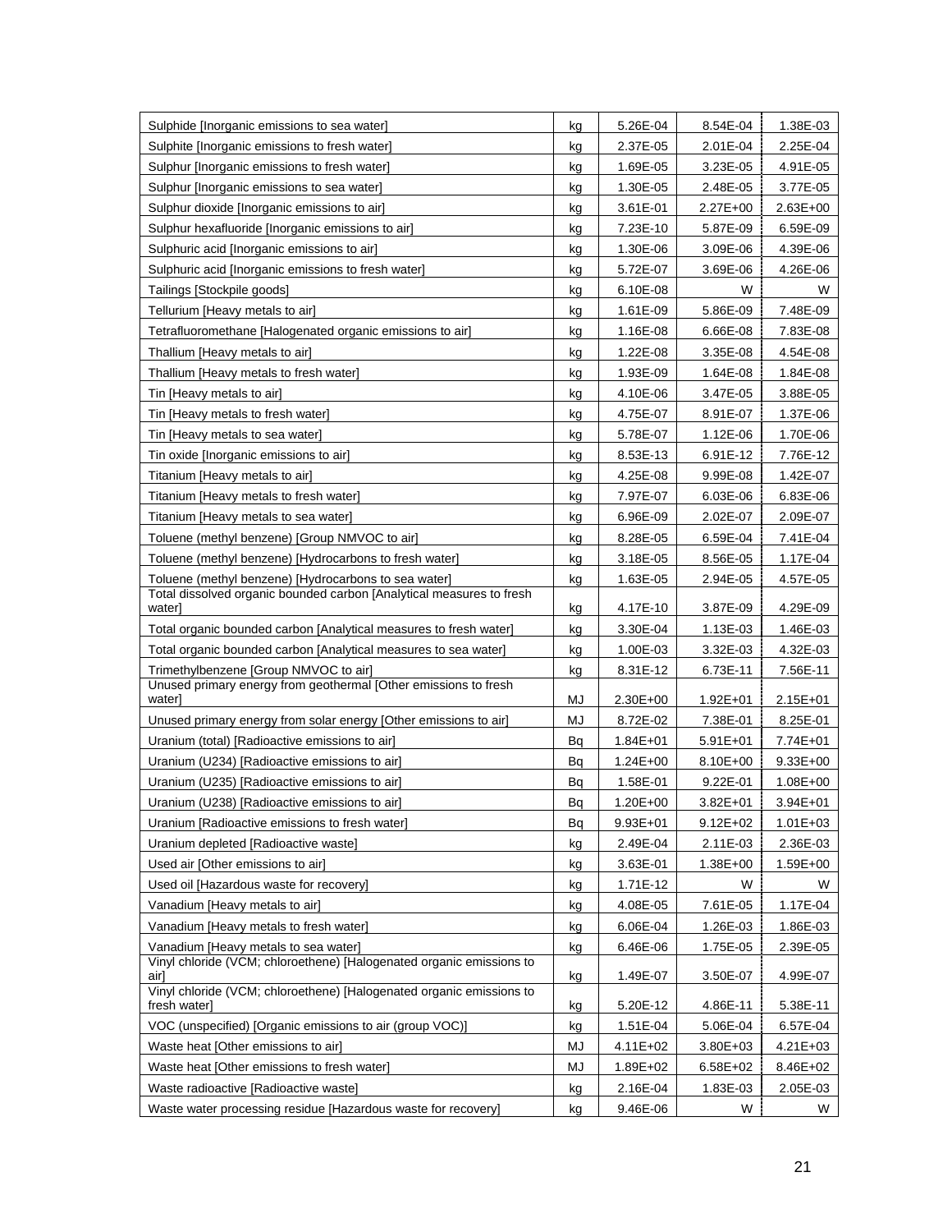| | | | | |
|---|---|---|---|---|
| Sulphide [Inorganic emissions to sea water] | kg | 5.26E-04 | 8.54E-04 | 1.38E-03 |
| Sulphite [Inorganic emissions to fresh water] | kg | 2.37E-05 | 2.01E-04 | 2.25E-04 |
| Sulphur [Inorganic emissions to fresh water] | kg | 1.69E-05 | 3.23E-05 | 4.91E-05 |
| Sulphur [Inorganic emissions to sea water] | kg | 1.30E-05 | 2.48E-05 | 3.77E-05 |
| Sulphur dioxide [Inorganic emissions to air] | kg | 3.61E-01 | 2.27E+00 | 2.63E+00 |
| Sulphur hexafluoride [Inorganic emissions to air] | kg | 7.23E-10 | 5.87E-09 | 6.59E-09 |
| Sulphuric acid [Inorganic emissions to air] | kg | 1.30E-06 | 3.09E-06 | 4.39E-06 |
| Sulphuric acid [Inorganic emissions to fresh water] | kg | 5.72E-07 | 3.69E-06 | 4.26E-06 |
| Tailings [Stockpile goods] | kg | 6.10E-08 | W | W |
| Tellurium [Heavy metals to air] | kg | 1.61E-09 | 5.86E-09 | 7.48E-09 |
| Tetrafluoromethane [Halogenated organic emissions to air] | kg | 1.16E-08 | 6.66E-08 | 7.83E-08 |
| Thallium [Heavy metals to air] | kg | 1.22E-08 | 3.35E-08 | 4.54E-08 |
| Thallium [Heavy metals to fresh water] | kg | 1.93E-09 | 1.64E-08 | 1.84E-08 |
| Tin [Heavy metals to air] | kg | 4.10E-06 | 3.47E-05 | 3.88E-05 |
| Tin [Heavy metals to fresh water] | kg | 4.75E-07 | 8.91E-07 | 1.37E-06 |
| Tin [Heavy metals to sea water] | kg | 5.78E-07 | 1.12E-06 | 1.70E-06 |
| Tin oxide [Inorganic emissions to air] | kg | 8.53E-13 | 6.91E-12 | 7.76E-12 |
| Titanium [Heavy metals to air] | kg | 4.25E-08 | 9.99E-08 | 1.42E-07 |
| Titanium [Heavy metals to fresh water] | kg | 7.97E-07 | 6.03E-06 | 6.83E-06 |
| Titanium [Heavy metals to sea water] | kg | 6.96E-09 | 2.02E-07 | 2.09E-07 |
| Toluene (methyl benzene) [Group NMVOC to air] | kg | 8.28E-05 | 6.59E-04 | 7.41E-04 |
| Toluene (methyl benzene) [Hydrocarbons to fresh water] | kg | 3.18E-05 | 8.56E-05 | 1.17E-04 |
| Toluene (methyl benzene) [Hydrocarbons to sea water] | kg | 1.63E-05 | 2.94E-05 | 4.57E-05 |
| Total dissolved organic bounded carbon [Analytical measures to fresh water] | kg | 4.17E-10 | 3.87E-09 | 4.29E-09 |
| Total organic bounded carbon [Analytical measures to fresh water] | kg | 3.30E-04 | 1.13E-03 | 1.46E-03 |
| Total organic bounded carbon [Analytical measures to sea water] | kg | 1.00E-03 | 3.32E-03 | 4.32E-03 |
| Trimethylbenzene [Group NMVOC to air] | kg | 8.31E-12 | 6.73E-11 | 7.56E-11 |
| Unused primary energy from geothermal [Other emissions to fresh water] | MJ | 2.30E+00 | 1.92E+01 | 2.15E+01 |
| Unused primary energy from solar energy [Other emissions to air] | MJ | 8.72E-02 | 7.38E-01 | 8.25E-01 |
| Uranium (total) [Radioactive emissions to air] | Bq | 1.84E+01 | 5.91E+01 | 7.74E+01 |
| Uranium (U234) [Radioactive emissions to air] | Bq | 1.24E+00 | 8.10E+00 | 9.33E+00 |
| Uranium (U235) [Radioactive emissions to air] | Bq | 1.58E-01 | 9.22E-01 | 1.08E+00 |
| Uranium (U238) [Radioactive emissions to air] | Bq | 1.20E+00 | 3.82E+01 | 3.94E+01 |
| Uranium [Radioactive emissions to fresh water] | Bq | 9.93E+01 | 9.12E+02 | 1.01E+03 |
| Uranium depleted [Radioactive waste] | kg | 2.49E-04 | 2.11E-03 | 2.36E-03 |
| Used air [Other emissions to air] | kg | 3.63E-01 | 1.38E+00 | 1.59E+00 |
| Used oil [Hazardous waste for recovery] | kg | 1.71E-12 | W | W |
| Vanadium [Heavy metals to air] | kg | 4.08E-05 | 7.61E-05 | 1.17E-04 |
| Vanadium [Heavy metals to fresh water] | kg | 6.06E-04 | 1.26E-03 | 1.86E-03 |
| Vanadium [Heavy metals to sea water] | kg | 6.46E-06 | 1.75E-05 | 2.39E-05 |
| Vinyl chloride (VCM; chloroethene) [Halogenated organic emissions to air] | kg | 1.49E-07 | 3.50E-07 | 4.99E-07 |
| Vinyl chloride (VCM; chloroethene) [Halogenated organic emissions to fresh water] | kg | 5.20E-12 | 4.86E-11 | 5.38E-11 |
| VOC (unspecified) [Organic emissions to air (group VOC)] | kg | 1.51E-04 | 5.06E-04 | 6.57E-04 |
| Waste heat [Other emissions to air] | MJ | 4.11E+02 | 3.80E+03 | 4.21E+03 |
| Waste heat [Other emissions to fresh water] | MJ | 1.89E+02 | 6.58E+02 | 8.46E+02 |
| Waste radioactive [Radioactive waste] | kg | 2.16E-04 | 1.83E-03 | 2.05E-03 |
| Waste water processing residue [Hazardous waste for recovery] | kg | 9.46E-06 | W | W |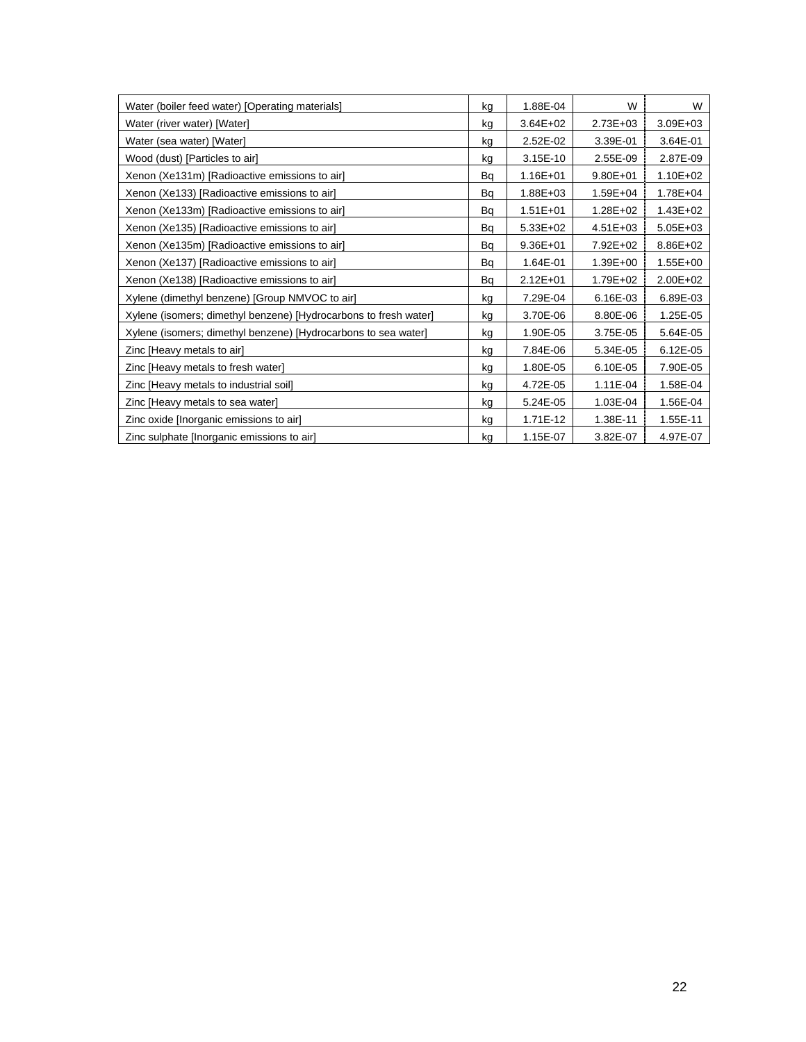| | | | | |
|---|---|---|---|---|
| Water (boiler feed water) [Operating materials] | kg | 1.88E-04 | W | W |
| Water (river water) [Water] | kg | 3.64E+02 | 2.73E+03 | 3.09E+03 |
| Water (sea water) [Water] | kg | 2.52E-02 | 3.39E-01 | 3.64E-01 |
| Wood (dust) [Particles to air] | kg | 3.15E-10 | 2.55E-09 | 2.87E-09 |
| Xenon (Xe131m) [Radioactive emissions to air] | Bq | 1.16E+01 | 9.80E+01 | 1.10E+02 |
| Xenon (Xe133) [Radioactive emissions to air] | Bq | 1.88E+03 | 1.59E+04 | 1.78E+04 |
| Xenon (Xe133m) [Radioactive emissions to air] | Bq | 1.51E+01 | 1.28E+02 | 1.43E+02 |
| Xenon (Xe135) [Radioactive emissions to air] | Bq | 5.33E+02 | 4.51E+03 | 5.05E+03 |
| Xenon (Xe135m) [Radioactive emissions to air] | Bq | 9.36E+01 | 7.92E+02 | 8.86E+02 |
| Xenon (Xe137) [Radioactive emissions to air] | Bq | 1.64E-01 | 1.39E+00 | 1.55E+00 |
| Xenon (Xe138) [Radioactive emissions to air] | Bq | 2.12E+01 | 1.79E+02 | 2.00E+02 |
| Xylene (dimethyl benzene) [Group NMVOC to air] | kg | 7.29E-04 | 6.16E-03 | 6.89E-03 |
| Xylene (isomers; dimethyl benzene) [Hydrocarbons to fresh water] | kg | 3.70E-06 | 8.80E-06 | 1.25E-05 |
| Xylene (isomers; dimethyl benzene) [Hydrocarbons to sea water] | kg | 1.90E-05 | 3.75E-05 | 5.64E-05 |
| Zinc [Heavy metals to air] | kg | 7.84E-06 | 5.34E-05 | 6.12E-05 |
| Zinc [Heavy metals to fresh water] | kg | 1.80E-05 | 6.10E-05 | 7.90E-05 |
| Zinc [Heavy metals to industrial soil] | kg | 4.72E-05 | 1.11E-04 | 1.58E-04 |
| Zinc [Heavy metals to sea water] | kg | 5.24E-05 | 1.03E-04 | 1.56E-04 |
| Zinc oxide [Inorganic emissions to air] | kg | 1.71E-12 | 1.38E-11 | 1.55E-11 |
| Zinc sulphate [Inorganic emissions to air] | kg | 1.15E-07 | 3.82E-07 | 4.97E-07 |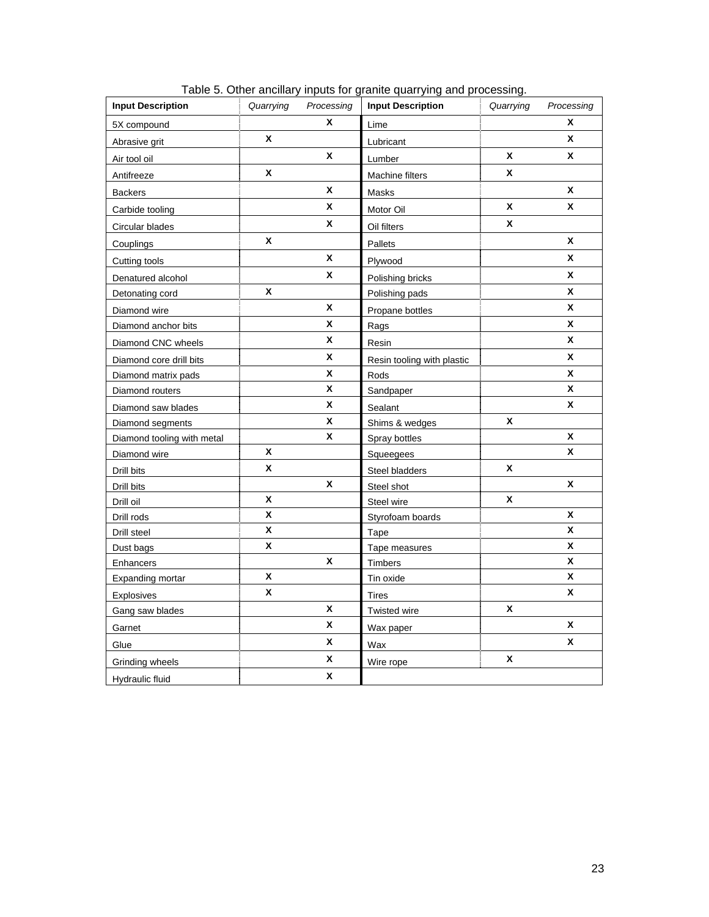Table 5. Other ancillary inputs for granite quarrying and processing.

| Input Description | *Quarrying* | *Processing* | Input Description | *Quarrying* | *Processing* |
|---|---|---|---|---|---|
| 5X compound | | X | Lime | | X |
| Abrasive grit | X | | Lubricant | | X |
| Air tool oil | | X | Lumber | X | X |
| Antifreeze | X | | Machine filters | X | |
| Backers | | X | Masks | | X |
| Carbide tooling | | X | Motor Oil | X | X |
| Circular blades | | X | Oil filters | X | |
| Couplings | X | | Pallets | | X |
| Cutting tools | | X | Plywood | | X |
| Denatured alcohol | | X | Polishing bricks | | X |
| Detonating cord | X | | Polishing pads | | X |
| Diamond wire | | X | Propane bottles | | X |
| Diamond anchor bits | | X | Rags | | X |
| Diamond CNC wheels | | X | Resin | | X |
| Diamond core drill bits | | X | Resin tooling with plastic | | X |
| Diamond matrix pads | | X | Rods | | X |
| Diamond routers | | X | Sandpaper | | X |
| Diamond saw blades | | X | Sealant | | X |
| Diamond segments | | X | Shims & wedges | X | |
| Diamond tooling with metal | | X | Spray bottles | | X |
| Diamond wire | X | | Squeegees | | X |
| Drill bits | X | | Steel bladders | X | |
| Drill bits | | X | Steel shot | | X |
| Drill oil | X | | Steel wire | X | |
| Drill rods | X | | Styrofoam boards | | X |
| Drill steel | X | | Tape | | X |
| Dust bags | X | | Tape measures | | X |
| Enhancers | | X | Timbers | | X |
| Expanding mortar | X | | Tin oxide | | X |
| Explosives | X | | Tires | | X |
| Gang saw blades | | X | Twisted wire | X | |
| Garnet | | X | Wax paper | | X |
| Glue | | X | Wax | | X |
| Grinding wheels | | X | Wire rope | X | |
| Hydraulic fluid | | X | | | |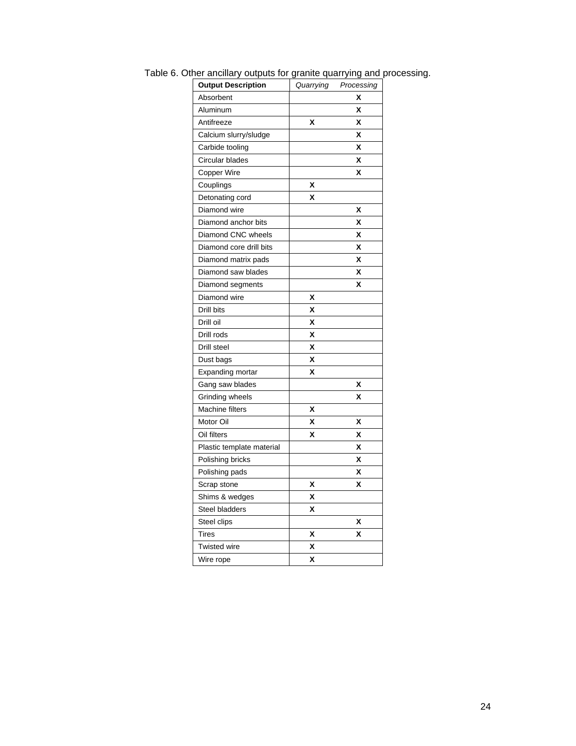Table 6. Other ancillary outputs for granite quarrying and processing.

| **Output Description** | *Quarrying* | *Processing* |
|---|---|---|
| Absorbent | | X |
| Aluminum | | X |
| Antifreeze | X | X |
| Calcium slurry/sludge | | X |
| Carbide tooling | | X |
| Circular blades | | X |
| Copper Wire | | X |
| Couplings | X | |
| Detonating cord | X | |
| Diamond wire | | X |
| Diamond anchor bits | | X |
| Diamond CNC wheels | | X |
| Diamond core drill bits | | X |
| Diamond matrix pads | | X |
| Diamond saw blades | | X |
| Diamond segments | | X |
| Diamond wire | X | |
| Drill bits | X | |
| Drill oil | X | |
| Drill rods | X | |
| Drill steel | X | |
| Dust bags | X | |
| Expanding mortar | X | |
| Gang saw blades | | X |
| Grinding wheels | | X |
| Machine filters | X | |
| Motor Oil | X | X |
| Oil filters | X | X |
| Plastic template material | | X |
| Polishing bricks | | X |
| Polishing pads | | X |
| Scrap stone | X | X |
| Shims & wedges | X | |
| Steel bladders | X | |
| Steel clips | | X |
| Tires | X | X |
| Twisted wire | X | |
| Wire rope | X | |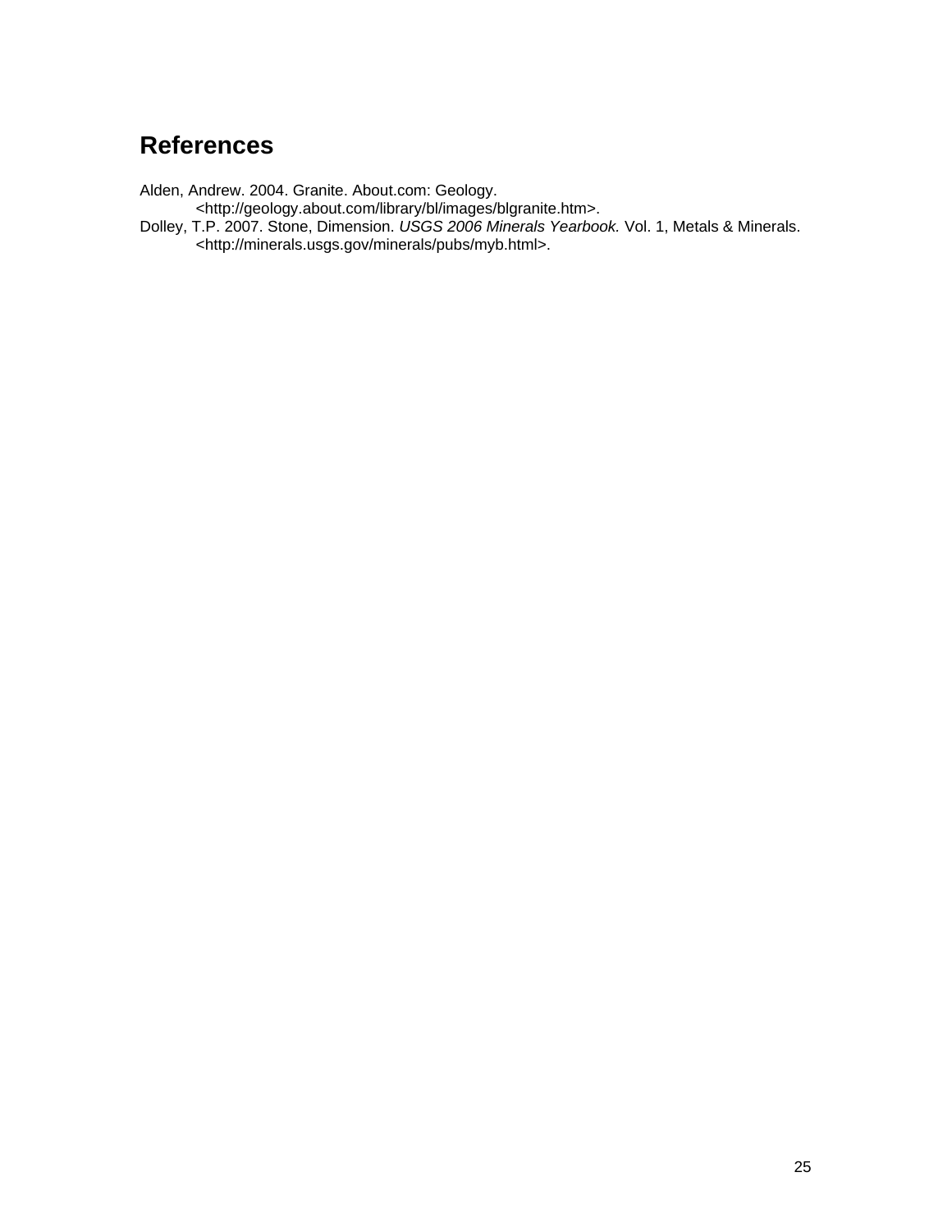## References

Alden, Andrew. 2004. Granite. About.com: Geology. <http://geology.about.com/library/bl/images/blgranite.htm>.

Dolley, T.P. 2007. Stone, Dimension. *USGS 2006 Minerals Yearbook.* Vol. 1, Metals & Minerals. <http://minerals.usgs.gov/minerals/pubs/myb.html>.